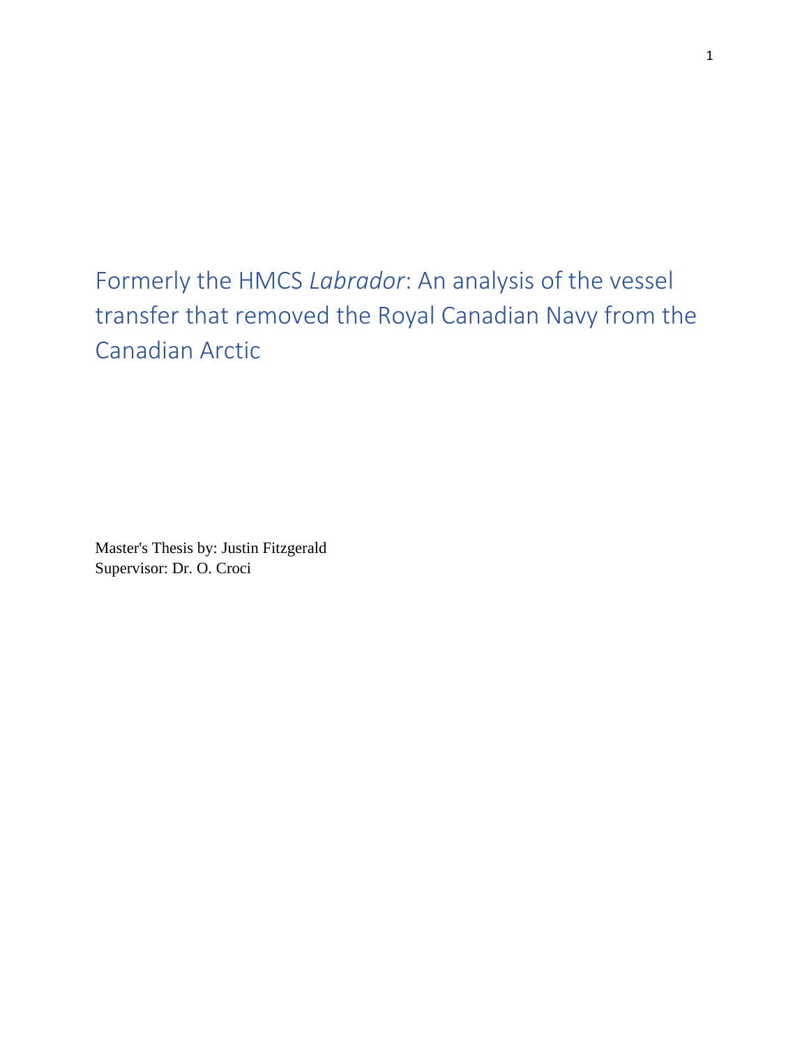# Formerly the HMCS *Labrador*: An analysis of the vessel transfer that removed the Royal Canadian Navy from the Canadian Arctic

Master's Thesis by: Justin Fitzgerald
Supervisor: Dr. O. Croci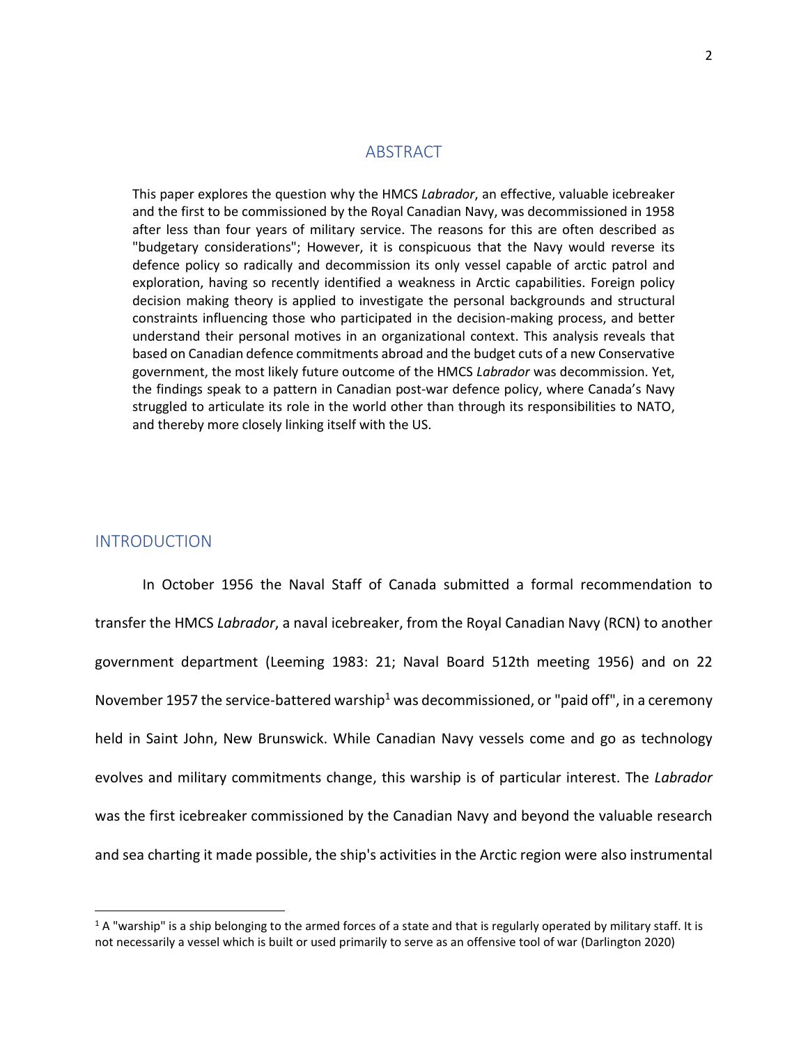## ABSTRACT

This paper explores the question why the HMCS *Labrador*, an effective, valuable icebreaker and the first to be commissioned by the Royal Canadian Navy, was decommissioned in 1958 after less than four years of military service. The reasons for this are often described as "budgetary considerations"; However, it is conspicuous that the Navy would reverse its defence policy so radically and decommission its only vessel capable of arctic patrol and exploration, having so recently identified a weakness in Arctic capabilities. Foreign policy decision making theory is applied to investigate the personal backgrounds and structural constraints influencing those who participated in the decision-making process, and better understand their personal motives in an organizational context. This analysis reveals that based on Canadian defence commitments abroad and the budget cuts of a new Conservative government, the most likely future outcome of the HMCS *Labrador* was decommission. Yet, the findings speak to a pattern in Canadian post-war defence policy, where Canada's Navy struggled to articulate its role in the world other than through its responsibilities to NATO, and thereby more closely linking itself with the US.

## INTRODUCTION

In October 1956 the Naval Staff of Canada submitted a formal recommendation to transfer the HMCS *Labrador*, a naval icebreaker, from the Royal Canadian Navy (RCN) to another government department (Leeming 1983: 21; Naval Board 512th meeting 1956) and on 22 November 1957 the service-battered warship[1] was decommissioned, or "paid off", in a ceremony held in Saint John, New Brunswick. While Canadian Navy vessels come and go as technology evolves and military commitments change, this warship is of particular interest. The *Labrador* was the first icebreaker commissioned by the Canadian Navy and beyond the valuable research and sea charting it made possible, the ship's activities in the Arctic region were also instrumental

[1] A "warship" is a ship belonging to the armed forces of a state and that is regularly operated by military staff. It is not necessarily a vessel which is built or used primarily to serve as an offensive tool of war (Darlington 2020)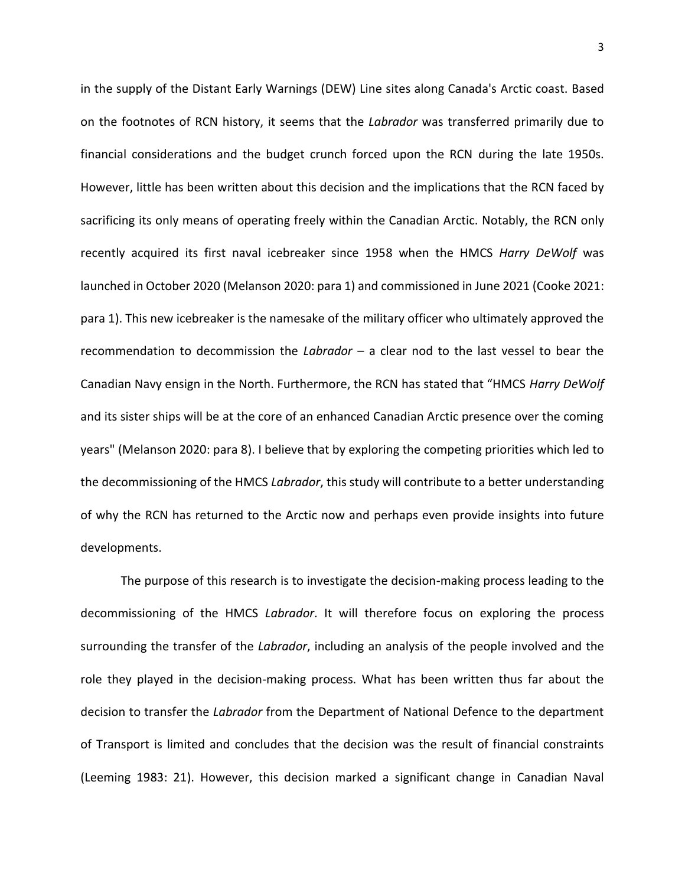in the supply of the Distant Early Warnings (DEW) Line sites along Canada's Arctic coast. Based on the footnotes of RCN history, it seems that the *Labrador* was transferred primarily due to financial considerations and the budget crunch forced upon the RCN during the late 1950s. However, little has been written about this decision and the implications that the RCN faced by sacrificing its only means of operating freely within the Canadian Arctic. Notably, the RCN only recently acquired its first naval icebreaker since 1958 when the HMCS *Harry DeWolf* was launched in October 2020 (Melanson 2020: para 1) and commissioned in June 2021 (Cooke 2021: para 1). This new icebreaker is the namesake of the military officer who ultimately approved the recommendation to decommission the *Labrador* – a clear nod to the last vessel to bear the Canadian Navy ensign in the North. Furthermore, the RCN has stated that "HMCS *Harry DeWolf* and its sister ships will be at the core of an enhanced Canadian Arctic presence over the coming years" (Melanson 2020: para 8). I believe that by exploring the competing priorities which led to the decommissioning of the HMCS *Labrador*, this study will contribute to a better understanding of why the RCN has returned to the Arctic now and perhaps even provide insights into future developments.

The purpose of this research is to investigate the decision-making process leading to the decommissioning of the HMCS *Labrador*. It will therefore focus on exploring the process surrounding the transfer of the *Labrador*, including an analysis of the people involved and the role they played in the decision-making process. What has been written thus far about the decision to transfer the *Labrador* from the Department of National Defence to the department of Transport is limited and concludes that the decision was the result of financial constraints (Leeming 1983: 21). However, this decision marked a significant change in Canadian Naval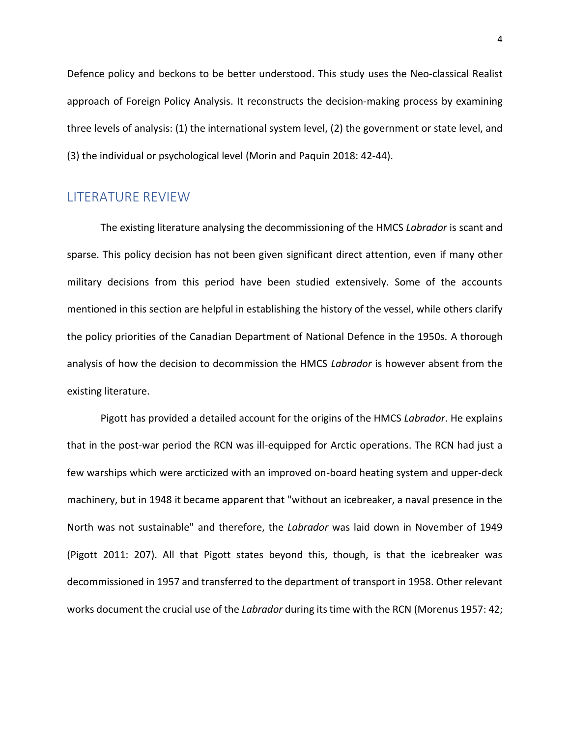Defence policy and beckons to be better understood. This study uses the Neo-classical Realist approach of Foreign Policy Analysis. It reconstructs the decision-making process by examining three levels of analysis: (1) the international system level, (2) the government or state level, and (3) the individual or psychological level (Morin and Paquin 2018: 42-44).

## LITERATURE REVIEW

The existing literature analysing the decommissioning of the HMCS *Labrador* is scant and sparse. This policy decision has not been given significant direct attention, even if many other military decisions from this period have been studied extensively. Some of the accounts mentioned in this section are helpful in establishing the history of the vessel, while others clarify the policy priorities of the Canadian Department of National Defence in the 1950s. A thorough analysis of how the decision to decommission the HMCS *Labrador* is however absent from the existing literature.

Pigott has provided a detailed account for the origins of the HMCS *Labrador*. He explains that in the post-war period the RCN was ill-equipped for Arctic operations. The RCN had just a few warships which were arcticized with an improved on-board heating system and upper-deck machinery, but in 1948 it became apparent that "without an icebreaker, a naval presence in the North was not sustainable" and therefore, the *Labrador* was laid down in November of 1949 (Pigott 2011: 207). All that Pigott states beyond this, though, is that the icebreaker was decommissioned in 1957 and transferred to the department of transport in 1958. Other relevant works document the crucial use of the *Labrador* during its time with the RCN (Morenus 1957: 42;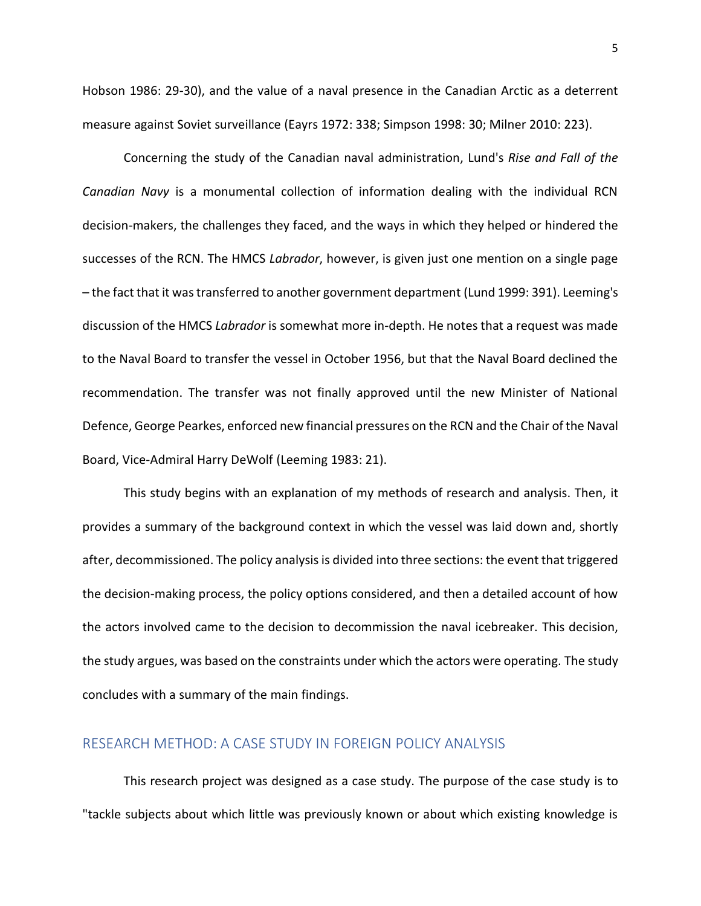Hobson 1986: 29-30), and the value of a naval presence in the Canadian Arctic as a deterrent measure against Soviet surveillance (Eayrs 1972: 338; Simpson 1998: 30; Milner 2010: 223).

Concerning the study of the Canadian naval administration, Lund's *Rise and Fall of the Canadian Navy* is a monumental collection of information dealing with the individual RCN decision-makers, the challenges they faced, and the ways in which they helped or hindered the successes of the RCN. The HMCS *Labrador*, however, is given just one mention on a single page – the fact that it was transferred to another government department (Lund 1999: 391). Leeming's discussion of the HMCS *Labrador* is somewhat more in-depth. He notes that a request was made to the Naval Board to transfer the vessel in October 1956, but that the Naval Board declined the recommendation. The transfer was not finally approved until the new Minister of National Defence, George Pearkes, enforced new financial pressures on the RCN and the Chair of the Naval Board, Vice-Admiral Harry DeWolf (Leeming 1983: 21).

This study begins with an explanation of my methods of research and analysis. Then, it provides a summary of the background context in which the vessel was laid down and, shortly after, decommissioned. The policy analysis is divided into three sections: the event that triggered the decision-making process, the policy options considered, and then a detailed account of how the actors involved came to the decision to decommission the naval icebreaker. This decision, the study argues, was based on the constraints under which the actors were operating. The study concludes with a summary of the main findings.

## RESEARCH METHOD: A CASE STUDY IN FOREIGN POLICY ANALYSIS

This research project was designed as a case study. The purpose of the case study is to "tackle subjects about which little was previously known or about which existing knowledge is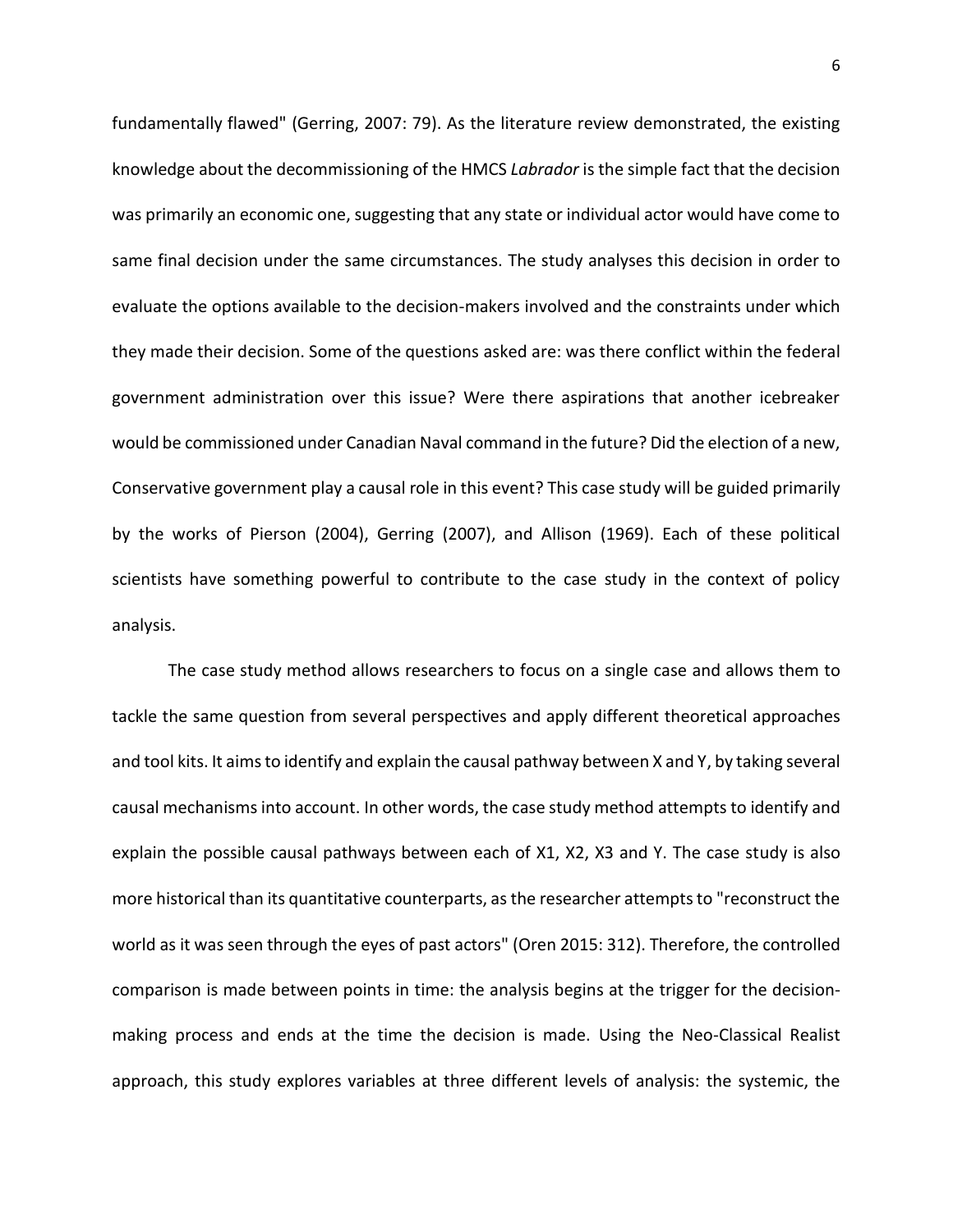fundamentally flawed" (Gerring, 2007: 79). As the literature review demonstrated, the existing knowledge about the decommissioning of the HMCS *Labrador* is the simple fact that the decision was primarily an economic one, suggesting that any state or individual actor would have come to same final decision under the same circumstances. The study analyses this decision in order to evaluate the options available to the decision-makers involved and the constraints under which they made their decision. Some of the questions asked are: was there conflict within the federal government administration over this issue? Were there aspirations that another icebreaker would be commissioned under Canadian Naval command in the future? Did the election of a new, Conservative government play a causal role in this event? This case study will be guided primarily by the works of Pierson (2004), Gerring (2007), and Allison (1969). Each of these political scientists have something powerful to contribute to the case study in the context of policy analysis.

The case study method allows researchers to focus on a single case and allows them to tackle the same question from several perspectives and apply different theoretical approaches and tool kits. It aims to identify and explain the causal pathway between X and Y, by taking several causal mechanisms into account. In other words, the case study method attempts to identify and explain the possible causal pathways between each of X1, X2, X3 and Y. The case study is also more historical than its quantitative counterparts, as the researcher attempts to "reconstruct the world as it was seen through the eyes of past actors" (Oren 2015: 312). Therefore, the controlled comparison is made between points in time: the analysis begins at the trigger for the decision-making process and ends at the time the decision is made. Using the Neo-Classical Realist approach, this study explores variables at three different levels of analysis: the systemic, the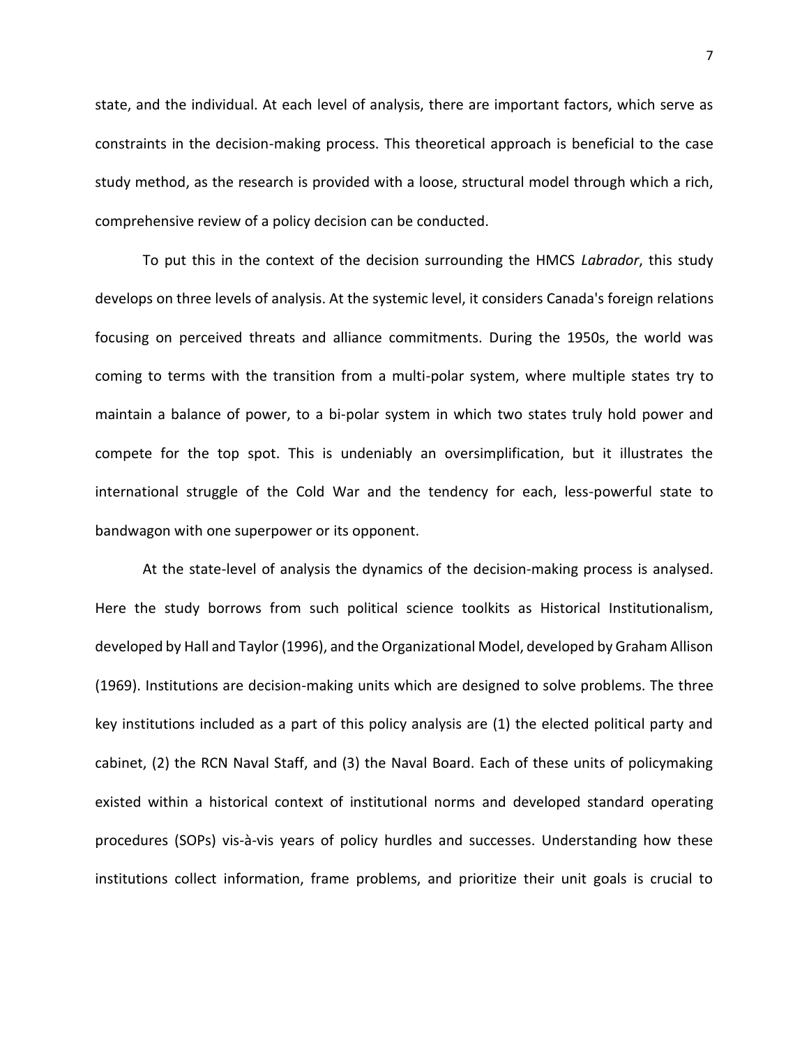state, and the individual. At each level of analysis, there are important factors, which serve as constraints in the decision-making process. This theoretical approach is beneficial to the case study method, as the research is provided with a loose, structural model through which a rich, comprehensive review of a policy decision can be conducted.

To put this in the context of the decision surrounding the HMCS *Labrador*, this study develops on three levels of analysis. At the systemic level, it considers Canada's foreign relations focusing on perceived threats and alliance commitments. During the 1950s, the world was coming to terms with the transition from a multi-polar system, where multiple states try to maintain a balance of power, to a bi-polar system in which two states truly hold power and compete for the top spot. This is undeniably an oversimplification, but it illustrates the international struggle of the Cold War and the tendency for each, less-powerful state to bandwagon with one superpower or its opponent.

At the state-level of analysis the dynamics of the decision-making process is analysed. Here the study borrows from such political science toolkits as Historical Institutionalism, developed by Hall and Taylor (1996), and the Organizational Model, developed by Graham Allison (1969). Institutions are decision-making units which are designed to solve problems. The three key institutions included as a part of this policy analysis are (1) the elected political party and cabinet, (2) the RCN Naval Staff, and (3) the Naval Board. Each of these units of policymaking existed within a historical context of institutional norms and developed standard operating procedures (SOPs) vis-à-vis years of policy hurdles and successes. Understanding how these institutions collect information, frame problems, and prioritize their unit goals is crucial to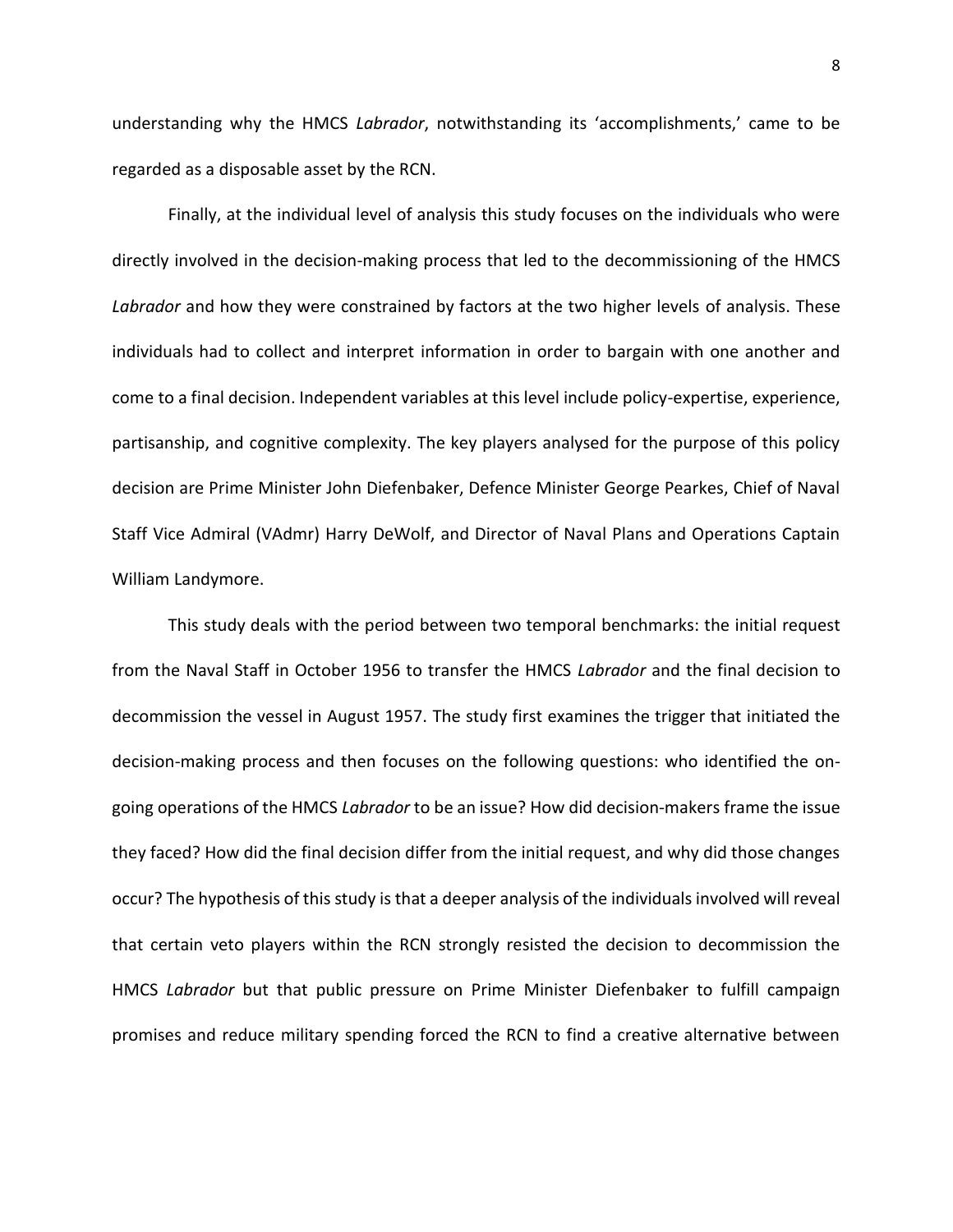understanding why the HMCS *Labrador*, notwithstanding its 'accomplishments,' came to be regarded as a disposable asset by the RCN.

Finally, at the individual level of analysis this study focuses on the individuals who were directly involved in the decision-making process that led to the decommissioning of the HMCS *Labrador* and how they were constrained by factors at the two higher levels of analysis. These individuals had to collect and interpret information in order to bargain with one another and come to a final decision. Independent variables at this level include policy-expertise, experience, partisanship, and cognitive complexity. The key players analysed for the purpose of this policy decision are Prime Minister John Diefenbaker, Defence Minister George Pearkes, Chief of Naval Staff Vice Admiral (VAdmr) Harry DeWolf, and Director of Naval Plans and Operations Captain William Landymore.

This study deals with the period between two temporal benchmarks: the initial request from the Naval Staff in October 1956 to transfer the HMCS *Labrador* and the final decision to decommission the vessel in August 1957. The study first examines the trigger that initiated the decision-making process and then focuses on the following questions: who identified the on-going operations of the HMCS *Labrador* to be an issue? How did decision-makers frame the issue they faced? How did the final decision differ from the initial request, and why did those changes occur? The hypothesis of this study is that a deeper analysis of the individuals involved will reveal that certain veto players within the RCN strongly resisted the decision to decommission the HMCS *Labrador* but that public pressure on Prime Minister Diefenbaker to fulfill campaign promises and reduce military spending forced the RCN to find a creative alternative between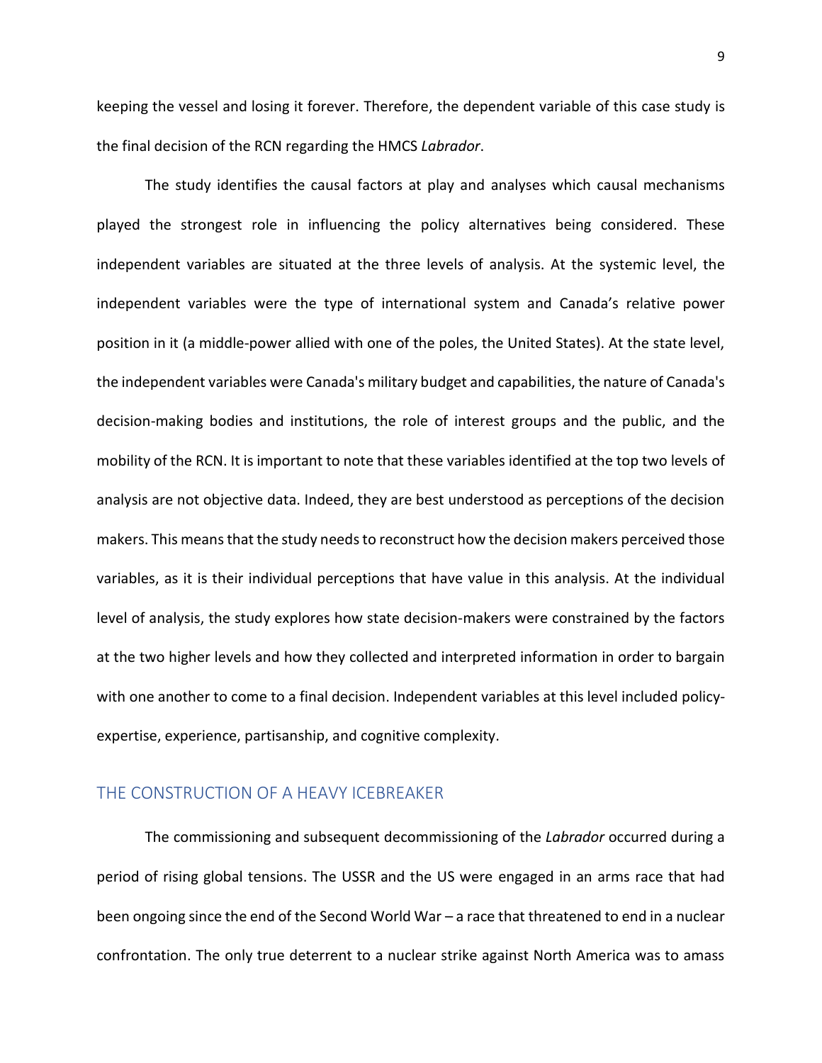keeping the vessel and losing it forever. Therefore, the dependent variable of this case study is the final decision of the RCN regarding the HMCS *Labrador*.

The study identifies the causal factors at play and analyses which causal mechanisms played the strongest role in influencing the policy alternatives being considered. These independent variables are situated at the three levels of analysis. At the systemic level, the independent variables were the type of international system and Canada's relative power position in it (a middle-power allied with one of the poles, the United States). At the state level, the independent variables were Canada's military budget and capabilities, the nature of Canada's decision-making bodies and institutions, the role of interest groups and the public, and the mobility of the RCN. It is important to note that these variables identified at the top two levels of analysis are not objective data. Indeed, they are best understood as perceptions of the decision makers. This means that the study needs to reconstruct how the decision makers perceived those variables, as it is their individual perceptions that have value in this analysis. At the individual level of analysis, the study explores how state decision-makers were constrained by the factors at the two higher levels and how they collected and interpreted information in order to bargain with one another to come to a final decision. Independent variables at this level included policy-expertise, experience, partisanship, and cognitive complexity.

## THE CONSTRUCTION OF A HEAVY ICEBREAKER

The commissioning and subsequent decommissioning of the *Labrador* occurred during a period of rising global tensions. The USSR and the US were engaged in an arms race that had been ongoing since the end of the Second World War – a race that threatened to end in a nuclear confrontation. The only true deterrent to a nuclear strike against North America was to amass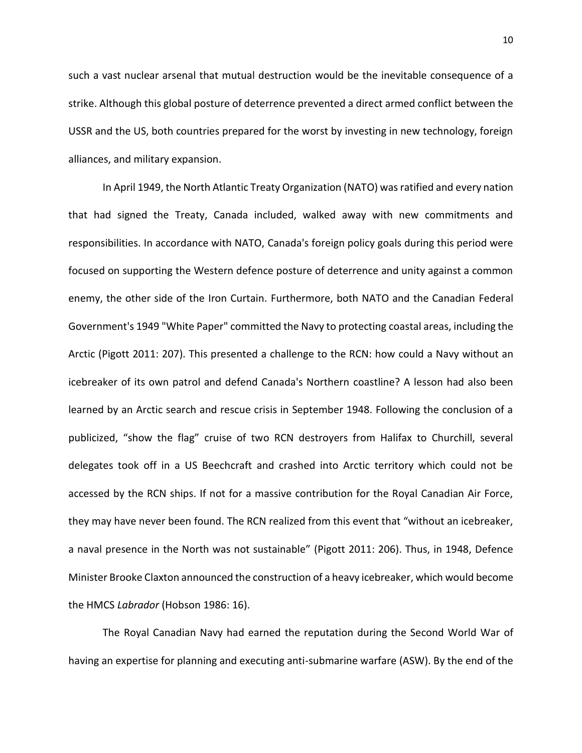such a vast nuclear arsenal that mutual destruction would be the inevitable consequence of a strike. Although this global posture of deterrence prevented a direct armed conflict between the USSR and the US, both countries prepared for the worst by investing in new technology, foreign alliances, and military expansion.

In April 1949, the North Atlantic Treaty Organization (NATO) was ratified and every nation that had signed the Treaty, Canada included, walked away with new commitments and responsibilities. In accordance with NATO, Canada's foreign policy goals during this period were focused on supporting the Western defence posture of deterrence and unity against a common enemy, the other side of the Iron Curtain. Furthermore, both NATO and the Canadian Federal Government's 1949 "White Paper" committed the Navy to protecting coastal areas, including the Arctic (Pigott 2011: 207). This presented a challenge to the RCN: how could a Navy without an icebreaker of its own patrol and defend Canada's Northern coastline? A lesson had also been learned by an Arctic search and rescue crisis in September 1948. Following the conclusion of a publicized, "show the flag" cruise of two RCN destroyers from Halifax to Churchill, several delegates took off in a US Beechcraft and crashed into Arctic territory which could not be accessed by the RCN ships. If not for a massive contribution for the Royal Canadian Air Force, they may have never been found. The RCN realized from this event that "without an icebreaker, a naval presence in the North was not sustainable" (Pigott 2011: 206). Thus, in 1948, Defence Minister Brooke Claxton announced the construction of a heavy icebreaker, which would become the HMCS *Labrador* (Hobson 1986: 16).

The Royal Canadian Navy had earned the reputation during the Second World War of having an expertise for planning and executing anti-submarine warfare (ASW). By the end of the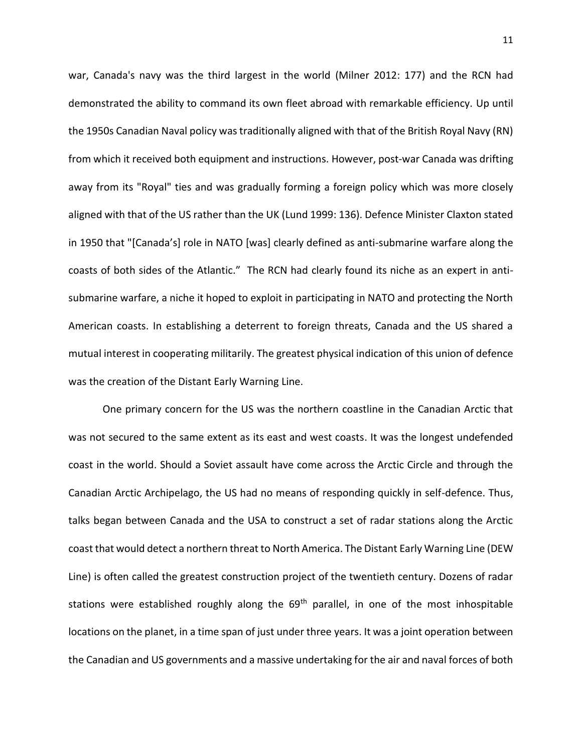war, Canada's navy was the third largest in the world (Milner 2012: 177) and the RCN had demonstrated the ability to command its own fleet abroad with remarkable efficiency. Up until the 1950s Canadian Naval policy was traditionally aligned with that of the British Royal Navy (RN) from which it received both equipment and instructions. However, post-war Canada was drifting away from its "Royal" ties and was gradually forming a foreign policy which was more closely aligned with that of the US rather than the UK (Lund 1999: 136). Defence Minister Claxton stated in 1950 that "[Canada's] role in NATO [was] clearly defined as anti-submarine warfare along the coasts of both sides of the Atlantic." The RCN had clearly found its niche as an expert in anti-submarine warfare, a niche it hoped to exploit in participating in NATO and protecting the North American coasts. In establishing a deterrent to foreign threats, Canada and the US shared a mutual interest in cooperating militarily. The greatest physical indication of this union of defence was the creation of the Distant Early Warning Line.

One primary concern for the US was the northern coastline in the Canadian Arctic that was not secured to the same extent as its east and west coasts. It was the longest undefended coast in the world. Should a Soviet assault have come across the Arctic Circle and through the Canadian Arctic Archipelago, the US had no means of responding quickly in self-defence. Thus, talks began between Canada and the USA to construct a set of radar stations along the Arctic coast that would detect a northern threat to North America. The Distant Early Warning Line (DEW Line) is often called the greatest construction project of the twentieth century. Dozens of radar stations were established roughly along the 69th parallel, in one of the most inhospitable locations on the planet, in a time span of just under three years. It was a joint operation between the Canadian and US governments and a massive undertaking for the air and naval forces of both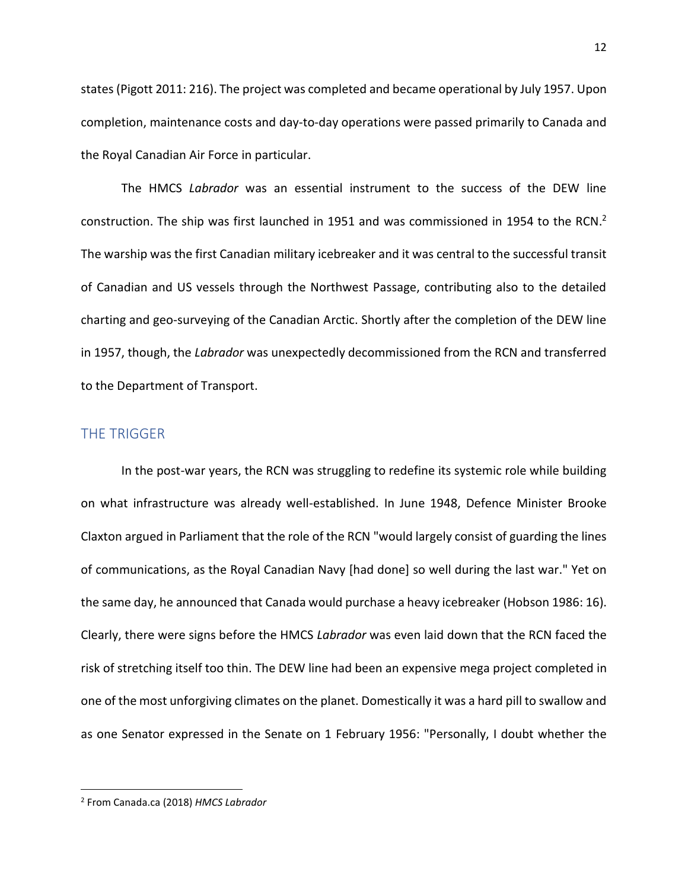states (Pigott 2011: 216). The project was completed and became operational by July 1957. Upon completion, maintenance costs and day-to-day operations were passed primarily to Canada and the Royal Canadian Air Force in particular.

The HMCS *Labrador* was an essential instrument to the success of the DEW line construction. The ship was first launched in 1951 and was commissioned in 1954 to the RCN.[2] The warship was the first Canadian military icebreaker and it was central to the successful transit of Canadian and US vessels through the Northwest Passage, contributing also to the detailed charting and geo-surveying of the Canadian Arctic. Shortly after the completion of the DEW line in 1957, though, the *Labrador* was unexpectedly decommissioned from the RCN and transferred to the Department of Transport.

## THE TRIGGER

In the post-war years, the RCN was struggling to redefine its systemic role while building on what infrastructure was already well-established. In June 1948, Defence Minister Brooke Claxton argued in Parliament that the role of the RCN "would largely consist of guarding the lines of communications, as the Royal Canadian Navy [had done] so well during the last war." Yet on the same day, he announced that Canada would purchase a heavy icebreaker (Hobson 1986: 16). Clearly, there were signs before the HMCS *Labrador* was even laid down that the RCN faced the risk of stretching itself too thin. The DEW line had been an expensive mega project completed in one of the most unforgiving climates on the planet. Domestically it was a hard pill to swallow and as one Senator expressed in the Senate on 1 February 1956: "Personally, I doubt whether the

---

[2] From Canada.ca (2018) *HMCS Labrador*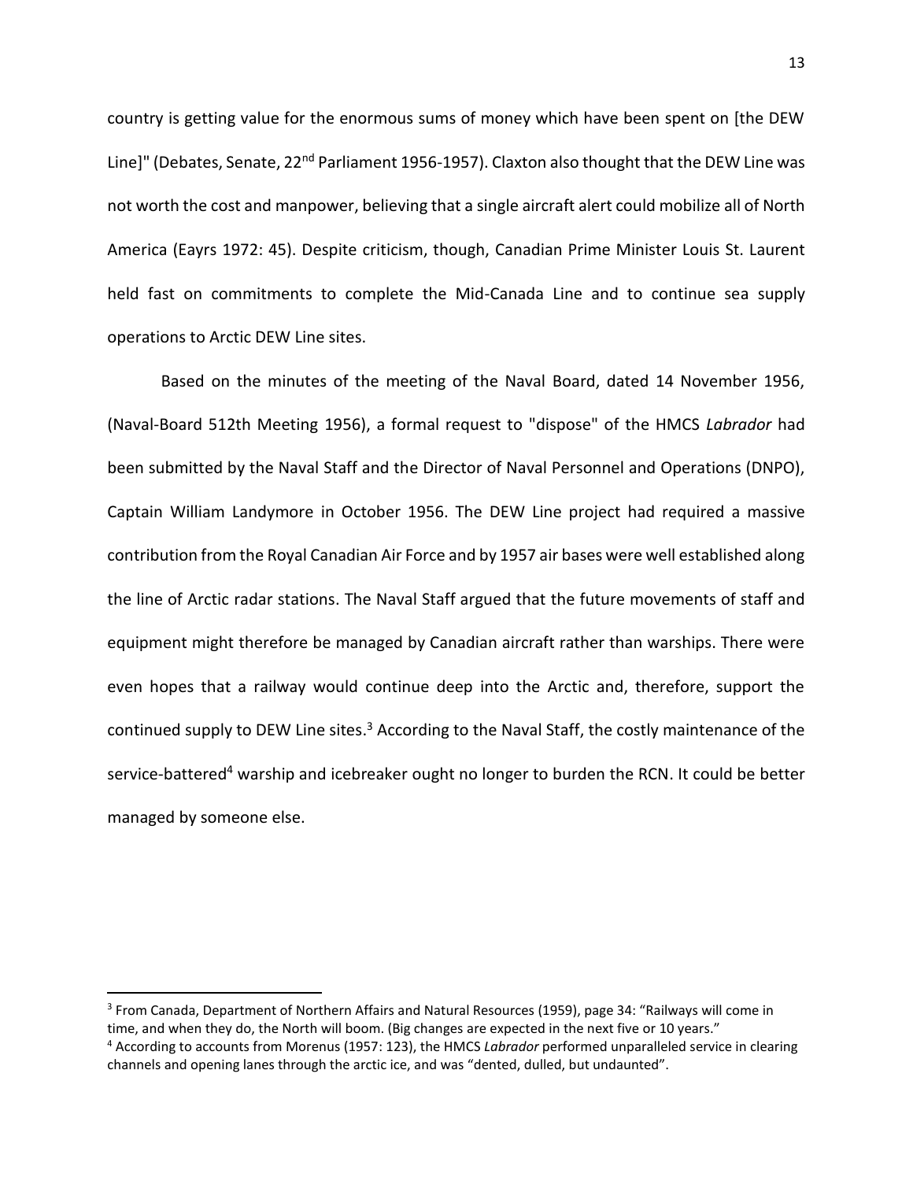country is getting value for the enormous sums of money which have been spent on [the DEW Line]" (Debates, Senate, 22nd Parliament 1956-1957). Claxton also thought that the DEW Line was not worth the cost and manpower, believing that a single aircraft alert could mobilize all of North America (Eayrs 1972: 45). Despite criticism, though, Canadian Prime Minister Louis St. Laurent held fast on commitments to complete the Mid-Canada Line and to continue sea supply operations to Arctic DEW Line sites.

Based on the minutes of the meeting of the Naval Board, dated 14 November 1956, (Naval-Board 512th Meeting 1956), a formal request to "dispose" of the HMCS *Labrador* had been submitted by the Naval Staff and the Director of Naval Personnel and Operations (DNPO), Captain William Landymore in October 1956. The DEW Line project had required a massive contribution from the Royal Canadian Air Force and by 1957 air bases were well established along the line of Arctic radar stations. The Naval Staff argued that the future movements of staff and equipment might therefore be managed by Canadian aircraft rather than warships. There were even hopes that a railway would continue deep into the Arctic and, therefore, support the continued supply to DEW Line sites.[3] According to the Naval Staff, the costly maintenance of the service-battered[4] warship and icebreaker ought no longer to burden the RCN. It could be better managed by someone else.

---

[3] From Canada, Department of Northern Affairs and Natural Resources (1959), page 34: "Railways will come in time, and when they do, the North will boom. (Big changes are expected in the next five or 10 years."

[4] According to accounts from Morenus (1957: 123), the HMCS *Labrador* performed unparalleled service in clearing channels and opening lanes through the arctic ice, and was "dented, dulled, but undaunted".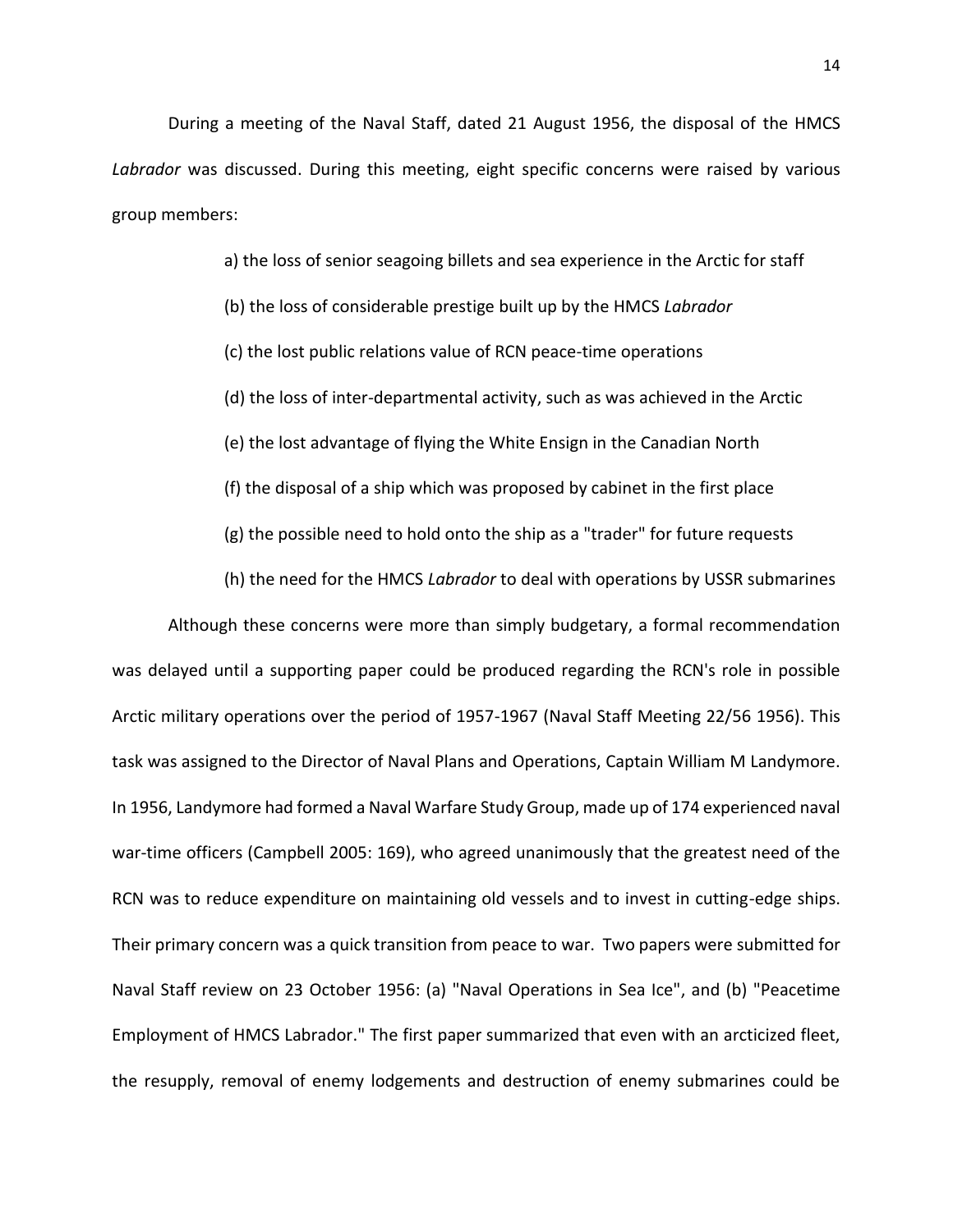During a meeting of the Naval Staff, dated 21 August 1956, the disposal of the HMCS *Labrador* was discussed. During this meeting, eight specific concerns were raised by various group members:

a) the loss of senior seagoing billets and sea experience in the Arctic for staff

(b) the loss of considerable prestige built up by the HMCS *Labrador*

(c) the lost public relations value of RCN peace-time operations

(d) the loss of inter-departmental activity, such as was achieved in the Arctic

(e) the lost advantage of flying the White Ensign in the Canadian North

(f) the disposal of a ship which was proposed by cabinet in the first place

(g) the possible need to hold onto the ship as a "trader" for future requests

(h) the need for the HMCS *Labrador* to deal with operations by USSR submarines

Although these concerns were more than simply budgetary, a formal recommendation was delayed until a supporting paper could be produced regarding the RCN's role in possible Arctic military operations over the period of 1957-1967 (Naval Staff Meeting 22/56 1956). This task was assigned to the Director of Naval Plans and Operations, Captain William M Landymore. In 1956, Landymore had formed a Naval Warfare Study Group, made up of 174 experienced naval war-time officers (Campbell 2005: 169), who agreed unanimously that the greatest need of the RCN was to reduce expenditure on maintaining old vessels and to invest in cutting-edge ships. Their primary concern was a quick transition from peace to war. Two papers were submitted for Naval Staff review on 23 October 1956: (a) "Naval Operations in Sea Ice", and (b) "Peacetime Employment of HMCS Labrador." The first paper summarized that even with an arcticized fleet, the resupply, removal of enemy lodgements and destruction of enemy submarines could be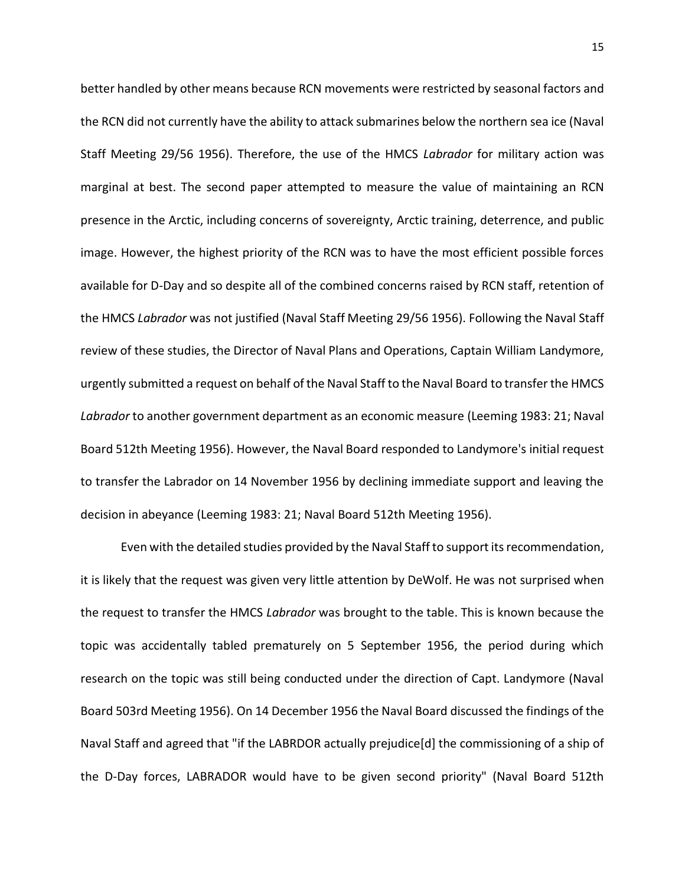better handled by other means because RCN movements were restricted by seasonal factors and the RCN did not currently have the ability to attack submarines below the northern sea ice (Naval Staff Meeting 29/56 1956). Therefore, the use of the HMCS *Labrador* for military action was marginal at best. The second paper attempted to measure the value of maintaining an RCN presence in the Arctic, including concerns of sovereignty, Arctic training, deterrence, and public image. However, the highest priority of the RCN was to have the most efficient possible forces available for D-Day and so despite all of the combined concerns raised by RCN staff, retention of the HMCS *Labrador* was not justified (Naval Staff Meeting 29/56 1956). Following the Naval Staff review of these studies, the Director of Naval Plans and Operations, Captain William Landymore, urgently submitted a request on behalf of the Naval Staff to the Naval Board to transfer the HMCS *Labrador* to another government department as an economic measure (Leeming 1983: 21; Naval Board 512th Meeting 1956). However, the Naval Board responded to Landymore's initial request to transfer the Labrador on 14 November 1956 by declining immediate support and leaving the decision in abeyance (Leeming 1983: 21; Naval Board 512th Meeting 1956).

Even with the detailed studies provided by the Naval Staff to support its recommendation, it is likely that the request was given very little attention by DeWolf. He was not surprised when the request to transfer the HMCS *Labrador* was brought to the table. This is known because the topic was accidentally tabled prematurely on 5 September 1956, the period during which research on the topic was still being conducted under the direction of Capt. Landymore (Naval Board 503rd Meeting 1956). On 14 December 1956 the Naval Board discussed the findings of the Naval Staff and agreed that "if the LABRDOR actually prejudice[d] the commissioning of a ship of the D-Day forces, LABRADOR would have to be given second priority" (Naval Board 512th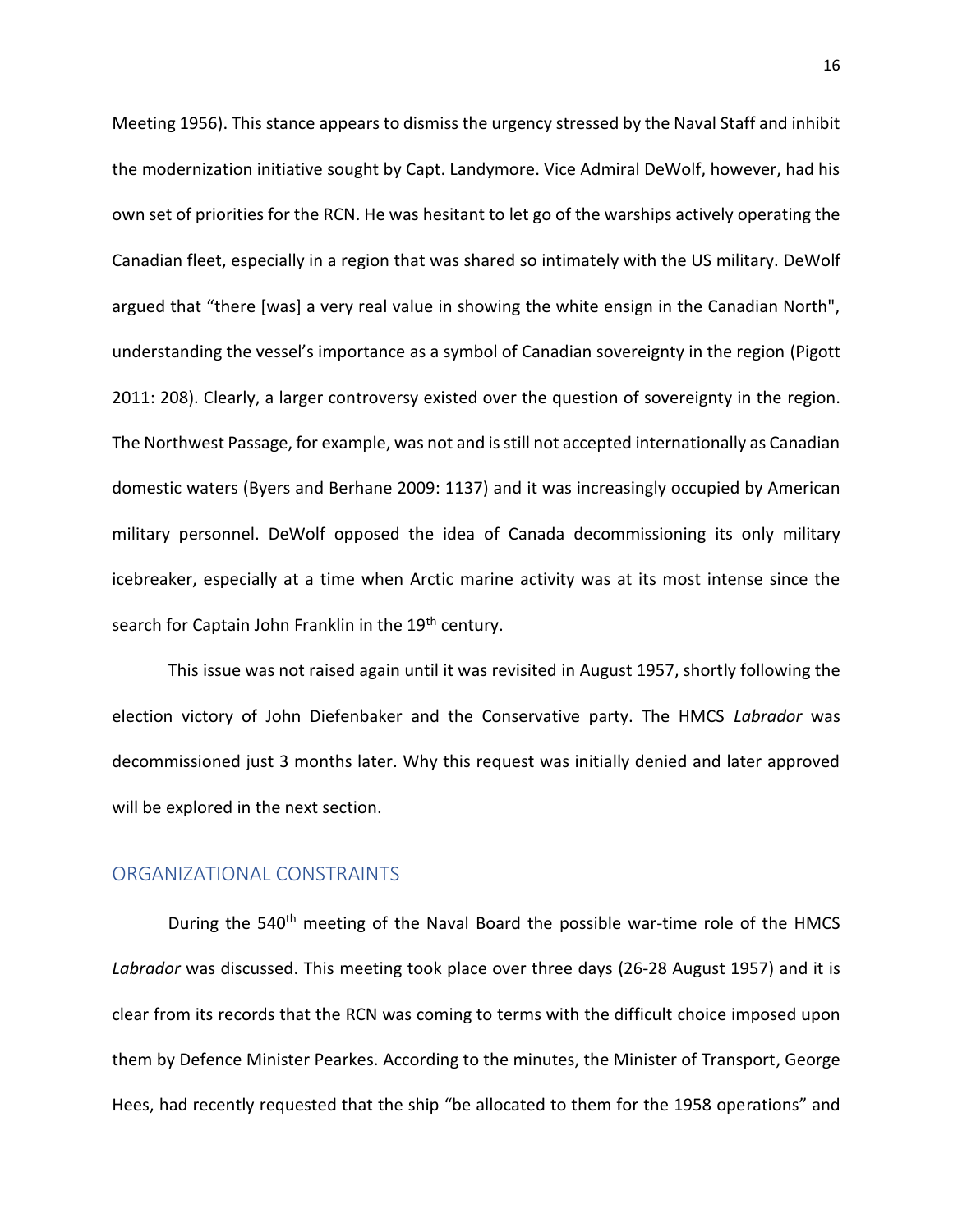Meeting 1956). This stance appears to dismiss the urgency stressed by the Naval Staff and inhibit the modernization initiative sought by Capt. Landymore. Vice Admiral DeWolf, however, had his own set of priorities for the RCN. He was hesitant to let go of the warships actively operating the Canadian fleet, especially in a region that was shared so intimately with the US military. DeWolf argued that "there [was] a very real value in showing the white ensign in the Canadian North", understanding the vessel's importance as a symbol of Canadian sovereignty in the region (Pigott 2011: 208). Clearly, a larger controversy existed over the question of sovereignty in the region. The Northwest Passage, for example, was not and is still not accepted internationally as Canadian domestic waters (Byers and Berhane 2009: 1137) and it was increasingly occupied by American military personnel. DeWolf opposed the idea of Canada decommissioning its only military icebreaker, especially at a time when Arctic marine activity was at its most intense since the search for Captain John Franklin in the 19th century.

This issue was not raised again until it was revisited in August 1957, shortly following the election victory of John Diefenbaker and the Conservative party. The HMCS *Labrador* was decommissioned just 3 months later. Why this request was initially denied and later approved will be explored in the next section.

## ORGANIZATIONAL CONSTRAINTS

During the 540th meeting of the Naval Board the possible war-time role of the HMCS *Labrador* was discussed. This meeting took place over three days (26-28 August 1957) and it is clear from its records that the RCN was coming to terms with the difficult choice imposed upon them by Defence Minister Pearkes. According to the minutes, the Minister of Transport, George Hees, had recently requested that the ship "be allocated to them for the 1958 operations" and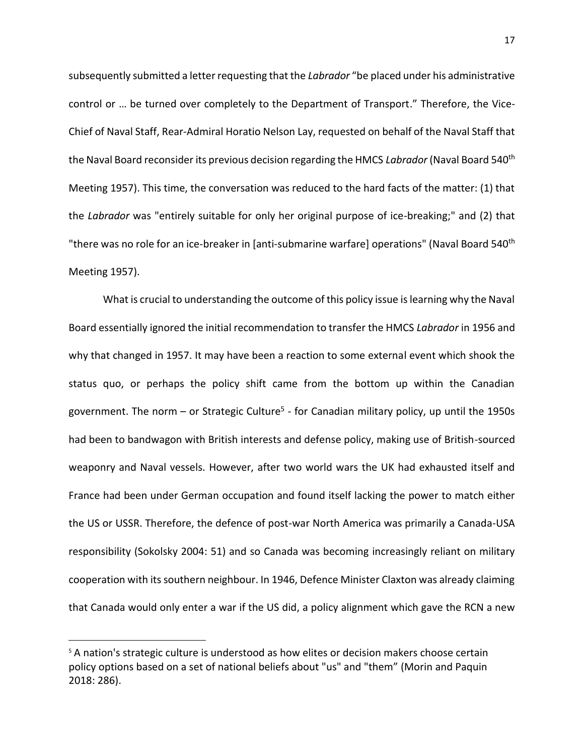subsequently submitted a letter requesting that the *Labrador* "be placed under his administrative control or … be turned over completely to the Department of Transport." Therefore, the Vice-Chief of Naval Staff, Rear-Admiral Horatio Nelson Lay, requested on behalf of the Naval Staff that the Naval Board reconsider its previous decision regarding the HMCS *Labrador* (Naval Board 540th Meeting 1957). This time, the conversation was reduced to the hard facts of the matter: (1) that the *Labrador* was "entirely suitable for only her original purpose of ice-breaking;" and (2) that "there was no role for an ice-breaker in [anti-submarine warfare] operations" (Naval Board 540th Meeting 1957).

What is crucial to understanding the outcome of this policy issue is learning why the Naval Board essentially ignored the initial recommendation to transfer the HMCS *Labrador* in 1956 and why that changed in 1957. It may have been a reaction to some external event which shook the status quo, or perhaps the policy shift came from the bottom up within the Canadian government. The norm – or Strategic Culture[5] - for Canadian military policy, up until the 1950s had been to bandwagon with British interests and defense policy, making use of British-sourced weaponry and Naval vessels. However, after two world wars the UK had exhausted itself and France had been under German occupation and found itself lacking the power to match either the US or USSR. Therefore, the defence of post-war North America was primarily a Canada-USA responsibility (Sokolsky 2004: 51) and so Canada was becoming increasingly reliant on military cooperation with its southern neighbour. In 1946, Defence Minister Claxton was already claiming that Canada would only enter a war if the US did, a policy alignment which gave the RCN a new

[5] A nation's strategic culture is understood as how elites or decision makers choose certain policy options based on a set of national beliefs about "us" and "them" (Morin and Paquin 2018: 286).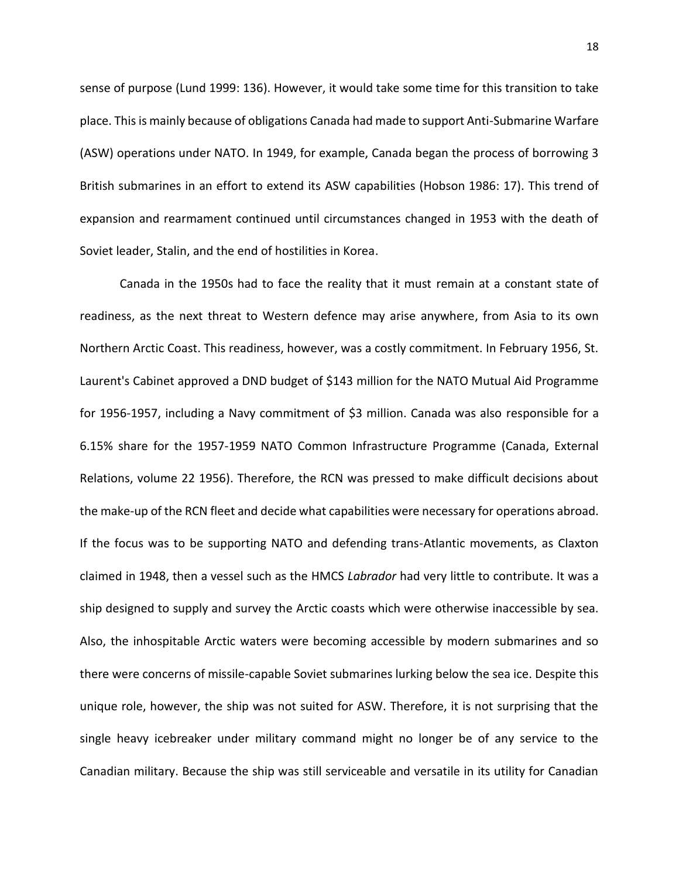sense of purpose (Lund 1999: 136). However, it would take some time for this transition to take place. This is mainly because of obligations Canada had made to support Anti-Submarine Warfare (ASW) operations under NATO. In 1949, for example, Canada began the process of borrowing 3 British submarines in an effort to extend its ASW capabilities (Hobson 1986: 17). This trend of expansion and rearmament continued until circumstances changed in 1953 with the death of Soviet leader, Stalin, and the end of hostilities in Korea.

Canada in the 1950s had to face the reality that it must remain at a constant state of readiness, as the next threat to Western defence may arise anywhere, from Asia to its own Northern Arctic Coast. This readiness, however, was a costly commitment. In February 1956, St. Laurent's Cabinet approved a DND budget of $143 million for the NATO Mutual Aid Programme for 1956-1957, including a Navy commitment of $3 million. Canada was also responsible for a 6.15% share for the 1957-1959 NATO Common Infrastructure Programme (Canada, External Relations, volume 22 1956). Therefore, the RCN was pressed to make difficult decisions about the make-up of the RCN fleet and decide what capabilities were necessary for operations abroad. If the focus was to be supporting NATO and defending trans-Atlantic movements, as Claxton claimed in 1948, then a vessel such as the HMCS *Labrador* had very little to contribute. It was a ship designed to supply and survey the Arctic coasts which were otherwise inaccessible by sea. Also, the inhospitable Arctic waters were becoming accessible by modern submarines and so there were concerns of missile-capable Soviet submarines lurking below the sea ice. Despite this unique role, however, the ship was not suited for ASW. Therefore, it is not surprising that the single heavy icebreaker under military command might no longer be of any service to the Canadian military. Because the ship was still serviceable and versatile in its utility for Canadian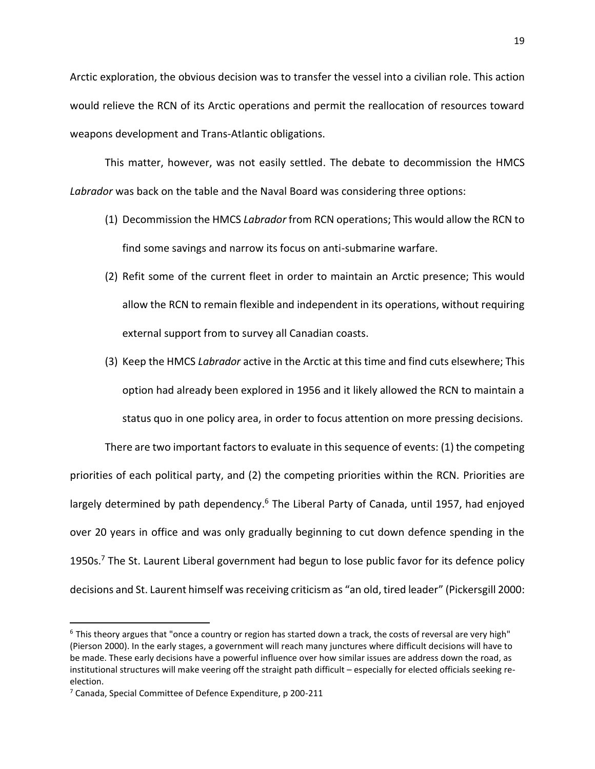Arctic exploration, the obvious decision was to transfer the vessel into a civilian role. This action would relieve the RCN of its Arctic operations and permit the reallocation of resources toward weapons development and Trans-Atlantic obligations.

This matter, however, was not easily settled. The debate to decommission the HMCS *Labrador* was back on the table and the Naval Board was considering three options:

(1) Decommission the HMCS *Labrador* from RCN operations; This would allow the RCN to find some savings and narrow its focus on anti-submarine warfare.

(2) Refit some of the current fleet in order to maintain an Arctic presence; This would allow the RCN to remain flexible and independent in its operations, without requiring external support from to survey all Canadian coasts.

(3) Keep the HMCS *Labrador* active in the Arctic at this time and find cuts elsewhere; This option had already been explored in 1956 and it likely allowed the RCN to maintain a status quo in one policy area, in order to focus attention on more pressing decisions.

There are two important factors to evaluate in this sequence of events: (1) the competing priorities of each political party, and (2) the competing priorities within the RCN. Priorities are largely determined by path dependency.[6] The Liberal Party of Canada, until 1957, had enjoyed over 20 years in office and was only gradually beginning to cut down defence spending in the 1950s.[7] The St. Laurent Liberal government had begun to lose public favor for its defence policy decisions and St. Laurent himself was receiving criticism as "an old, tired leader" (Pickersgill 2000:

---

[6] This theory argues that "once a country or region has started down a track, the costs of reversal are very high" (Pierson 2000). In the early stages, a government will reach many junctures where difficult decisions will have to be made. These early decisions have a powerful influence over how similar issues are address down the road, as institutional structures will make veering off the straight path difficult – especially for elected officials seeking re-election.

[7] Canada, Special Committee of Defence Expenditure, p 200-211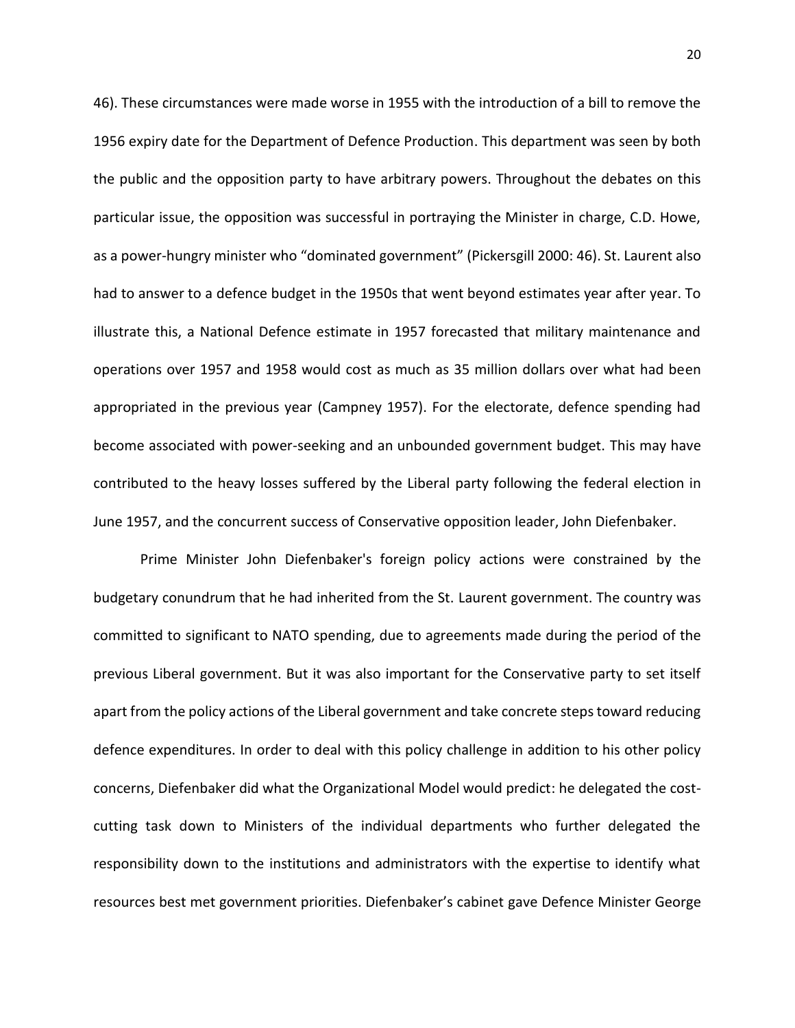46). These circumstances were made worse in 1955 with the introduction of a bill to remove the 1956 expiry date for the Department of Defence Production. This department was seen by both the public and the opposition party to have arbitrary powers. Throughout the debates on this particular issue, the opposition was successful in portraying the Minister in charge, C.D. Howe, as a power-hungry minister who "dominated government" (Pickersgill 2000: 46). St. Laurent also had to answer to a defence budget in the 1950s that went beyond estimates year after year. To illustrate this, a National Defence estimate in 1957 forecasted that military maintenance and operations over 1957 and 1958 would cost as much as 35 million dollars over what had been appropriated in the previous year (Campney 1957). For the electorate, defence spending had become associated with power-seeking and an unbounded government budget. This may have contributed to the heavy losses suffered by the Liberal party following the federal election in June 1957, and the concurrent success of Conservative opposition leader, John Diefenbaker.

Prime Minister John Diefenbaker's foreign policy actions were constrained by the budgetary conundrum that he had inherited from the St. Laurent government. The country was committed to significant to NATO spending, due to agreements made during the period of the previous Liberal government. But it was also important for the Conservative party to set itself apart from the policy actions of the Liberal government and take concrete steps toward reducing defence expenditures. In order to deal with this policy challenge in addition to his other policy concerns, Diefenbaker did what the Organizational Model would predict: he delegated the cost-cutting task down to Ministers of the individual departments who further delegated the responsibility down to the institutions and administrators with the expertise to identify what resources best met government priorities. Diefenbaker's cabinet gave Defence Minister George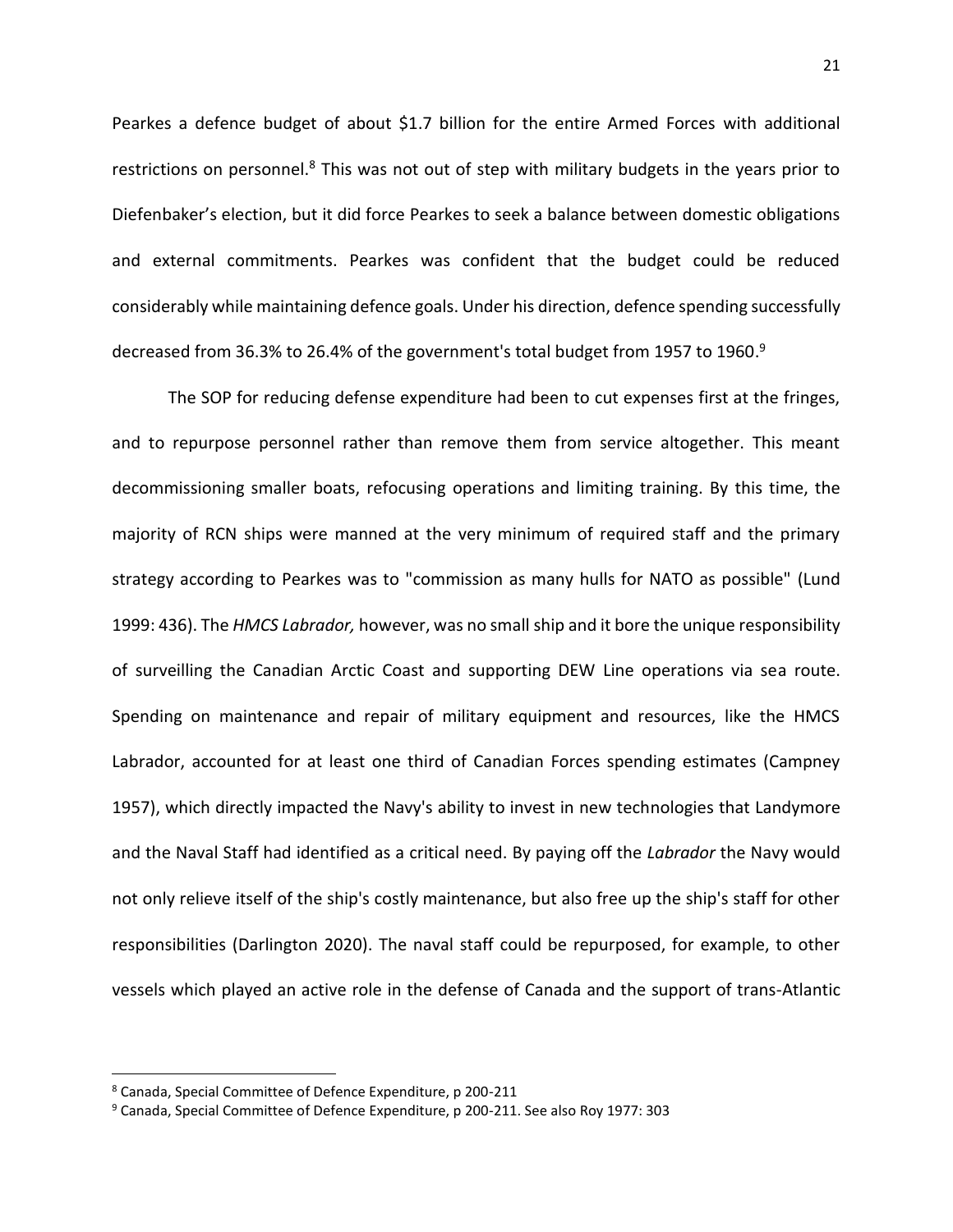Pearkes a defence budget of about $1.7 billion for the entire Armed Forces with additional restrictions on personnel.[8] This was not out of step with military budgets in the years prior to Diefenbaker's election, but it did force Pearkes to seek a balance between domestic obligations and external commitments. Pearkes was confident that the budget could be reduced considerably while maintaining defence goals. Under his direction, defence spending successfully decreased from 36.3% to 26.4% of the government's total budget from 1957 to 1960.[9]

The SOP for reducing defense expenditure had been to cut expenses first at the fringes, and to repurpose personnel rather than remove them from service altogether. This meant decommissioning smaller boats, refocusing operations and limiting training. By this time, the majority of RCN ships were manned at the very minimum of required staff and the primary strategy according to Pearkes was to "commission as many hulls for NATO as possible" (Lund 1999: 436). The *HMCS Labrador,* however, was no small ship and it bore the unique responsibility of surveilling the Canadian Arctic Coast and supporting DEW Line operations via sea route. Spending on maintenance and repair of military equipment and resources, like the HMCS Labrador, accounted for at least one third of Canadian Forces spending estimates (Campney 1957), which directly impacted the Navy's ability to invest in new technologies that Landymore and the Naval Staff had identified as a critical need. By paying off the *Labrador* the Navy would not only relieve itself of the ship's costly maintenance, but also free up the ship's staff for other responsibilities (Darlington 2020). The naval staff could be repurposed, for example, to other vessels which played an active role in the defense of Canada and the support of trans-Atlantic

---

[8] Canada, Special Committee of Defence Expenditure, p 200-211

[9] Canada, Special Committee of Defence Expenditure, p 200-211. See also Roy 1977: 303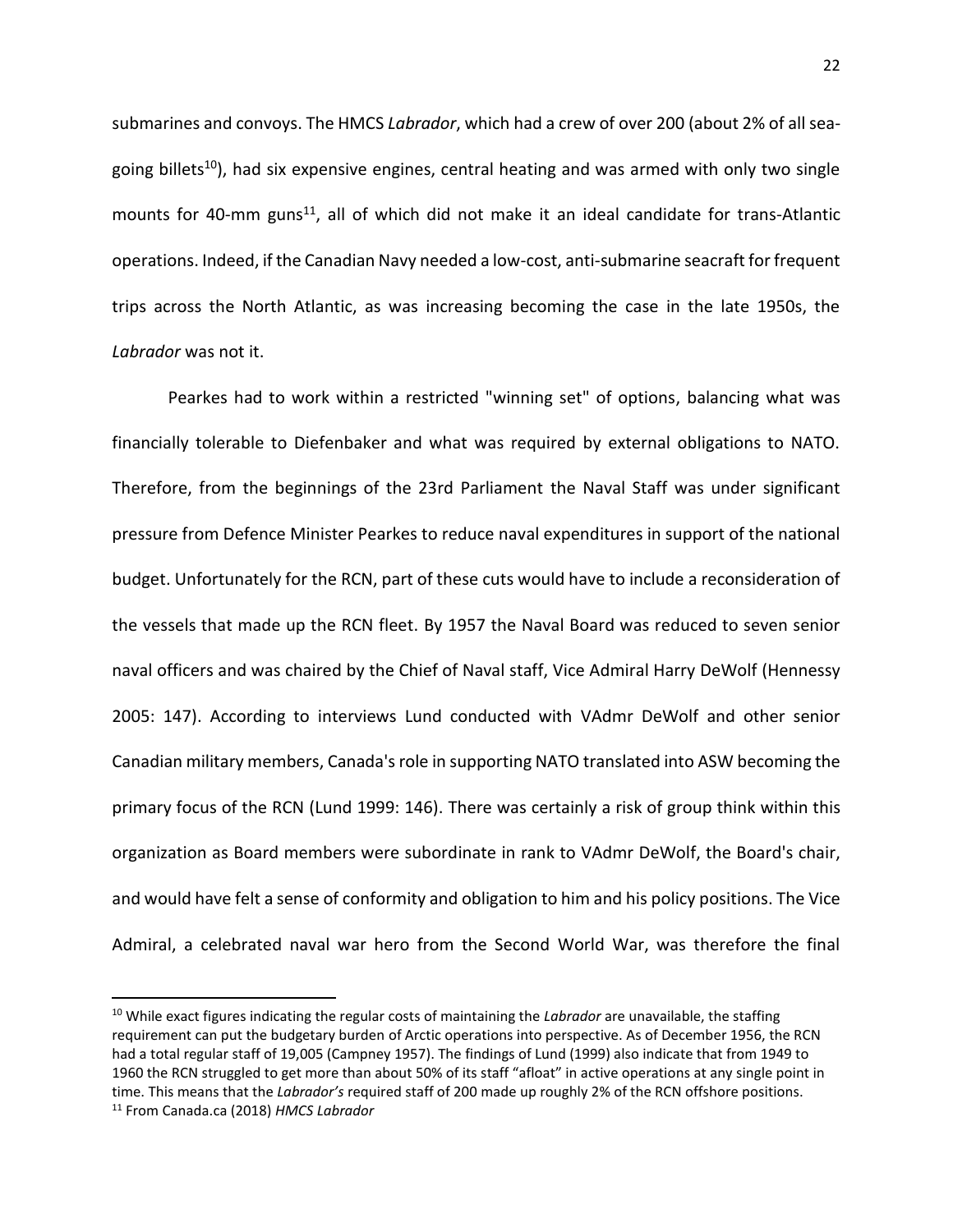submarines and convoys. The HMCS *Labrador*, which had a crew of over 200 (about 2% of all sea-going billets[10]), had six expensive engines, central heating and was armed with only two single mounts for 40-mm guns[11], all of which did not make it an ideal candidate for trans-Atlantic operations. Indeed, if the Canadian Navy needed a low-cost, anti-submarine seacraft for frequent trips across the North Atlantic, as was increasing becoming the case in the late 1950s, the *Labrador* was not it.

Pearkes had to work within a restricted "winning set" of options, balancing what was financially tolerable to Diefenbaker and what was required by external obligations to NATO. Therefore, from the beginnings of the 23rd Parliament the Naval Staff was under significant pressure from Defence Minister Pearkes to reduce naval expenditures in support of the national budget. Unfortunately for the RCN, part of these cuts would have to include a reconsideration of the vessels that made up the RCN fleet. By 1957 the Naval Board was reduced to seven senior naval officers and was chaired by the Chief of Naval staff, Vice Admiral Harry DeWolf (Hennessy 2005: 147). According to interviews Lund conducted with VAdmr DeWolf and other senior Canadian military members, Canada's role in supporting NATO translated into ASW becoming the primary focus of the RCN (Lund 1999: 146). There was certainly a risk of group think within this organization as Board members were subordinate in rank to VAdmr DeWolf, the Board's chair, and would have felt a sense of conformity and obligation to him and his policy positions. The Vice Admiral, a celebrated naval war hero from the Second World War, was therefore the final

---

[10] While exact figures indicating the regular costs of maintaining the *Labrador* are unavailable, the staffing requirement can put the budgetary burden of Arctic operations into perspective. As of December 1956, the RCN had a total regular staff of 19,005 (Campney 1957). The findings of Lund (1999) also indicate that from 1949 to 1960 the RCN struggled to get more than about 50% of its staff "afloat" in active operations at any single point in time. This means that the *Labrador's* required staff of 200 made up roughly 2% of the RCN offshore positions.

[11] From Canada.ca (2018) *HMCS Labrador*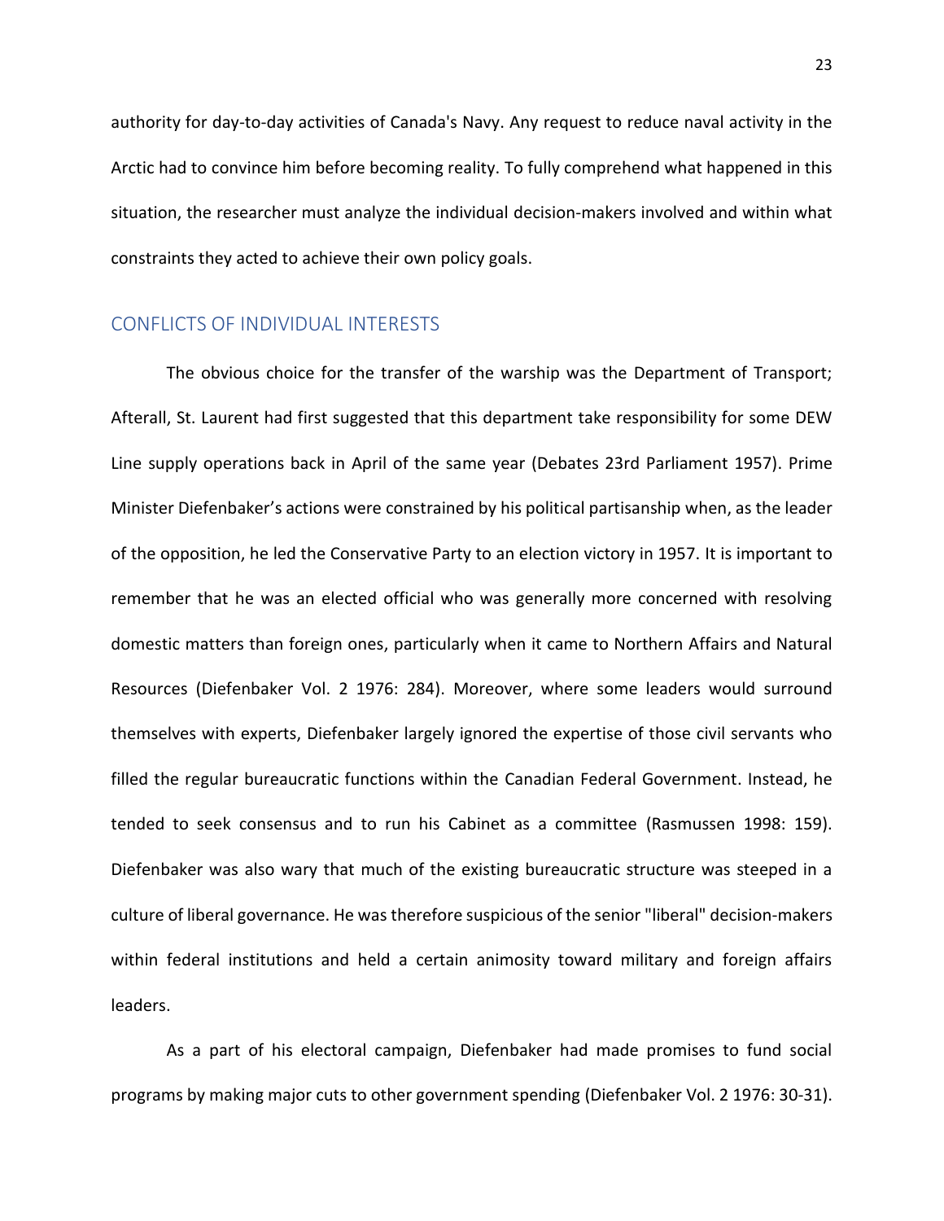authority for day-to-day activities of Canada's Navy. Any request to reduce naval activity in the Arctic had to convince him before becoming reality. To fully comprehend what happened in this situation, the researcher must analyze the individual decision-makers involved and within what constraints they acted to achieve their own policy goals.

## CONFLICTS OF INDIVIDUAL INTERESTS

The obvious choice for the transfer of the warship was the Department of Transport; Afterall, St. Laurent had first suggested that this department take responsibility for some DEW Line supply operations back in April of the same year (Debates 23rd Parliament 1957). Prime Minister Diefenbaker's actions were constrained by his political partisanship when, as the leader of the opposition, he led the Conservative Party to an election victory in 1957. It is important to remember that he was an elected official who was generally more concerned with resolving domestic matters than foreign ones, particularly when it came to Northern Affairs and Natural Resources (Diefenbaker Vol. 2 1976: 284). Moreover, where some leaders would surround themselves with experts, Diefenbaker largely ignored the expertise of those civil servants who filled the regular bureaucratic functions within the Canadian Federal Government. Instead, he tended to seek consensus and to run his Cabinet as a committee (Rasmussen 1998: 159). Diefenbaker was also wary that much of the existing bureaucratic structure was steeped in a culture of liberal governance. He was therefore suspicious of the senior "liberal" decision-makers within federal institutions and held a certain animosity toward military and foreign affairs leaders.

As a part of his electoral campaign, Diefenbaker had made promises to fund social programs by making major cuts to other government spending (Diefenbaker Vol. 2 1976: 30-31).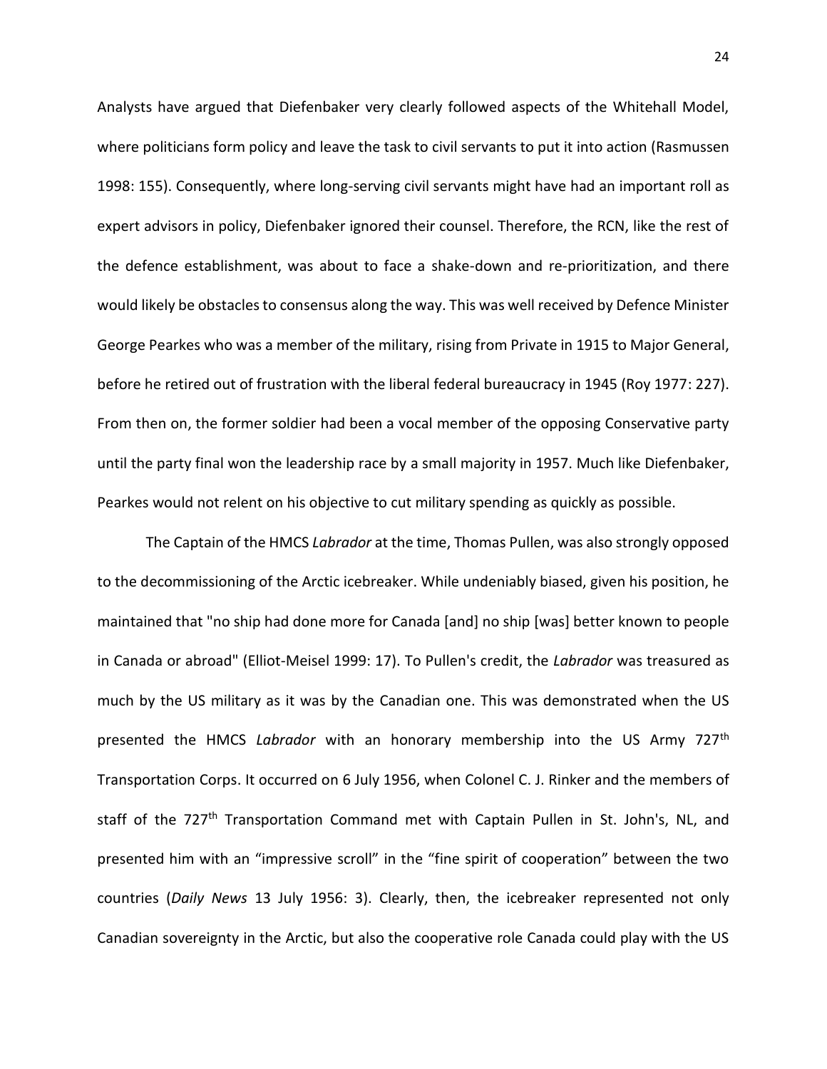Analysts have argued that Diefenbaker very clearly followed aspects of the Whitehall Model, where politicians form policy and leave the task to civil servants to put it into action (Rasmussen 1998: 155). Consequently, where long-serving civil servants might have had an important roll as expert advisors in policy, Diefenbaker ignored their counsel. Therefore, the RCN, like the rest of the defence establishment, was about to face a shake-down and re-prioritization, and there would likely be obstacles to consensus along the way. This was well received by Defence Minister George Pearkes who was a member of the military, rising from Private in 1915 to Major General, before he retired out of frustration with the liberal federal bureaucracy in 1945 (Roy 1977: 227). From then on, the former soldier had been a vocal member of the opposing Conservative party until the party final won the leadership race by a small majority in 1957. Much like Diefenbaker, Pearkes would not relent on his objective to cut military spending as quickly as possible.

The Captain of the HMCS *Labrador* at the time, Thomas Pullen, was also strongly opposed to the decommissioning of the Arctic icebreaker. While undeniably biased, given his position, he maintained that "no ship had done more for Canada [and] no ship [was] better known to people in Canada or abroad" (Elliot-Meisel 1999: 17). To Pullen's credit, the *Labrador* was treasured as much by the US military as it was by the Canadian one. This was demonstrated when the US presented the HMCS *Labrador* with an honorary membership into the US Army 727th Transportation Corps. It occurred on 6 July 1956, when Colonel C. J. Rinker and the members of staff of the 727th Transportation Command met with Captain Pullen in St. John's, NL, and presented him with an "impressive scroll" in the "fine spirit of cooperation" between the two countries (*Daily News* 13 July 1956: 3). Clearly, then, the icebreaker represented not only Canadian sovereignty in the Arctic, but also the cooperative role Canada could play with the US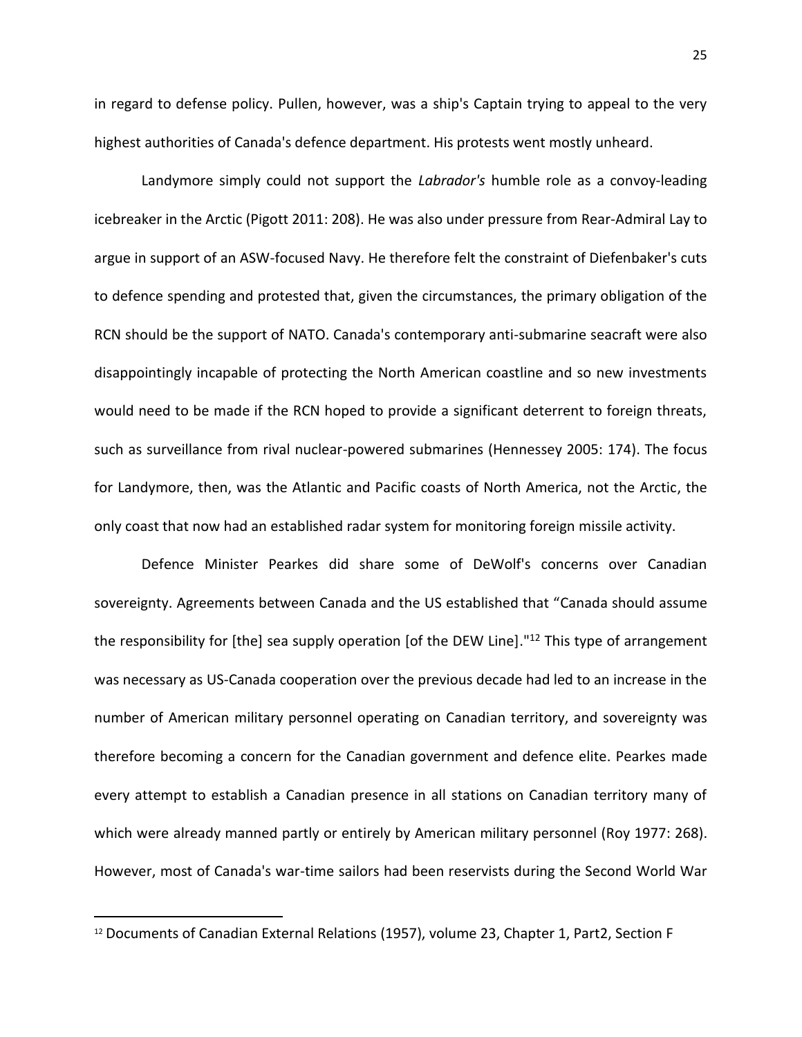in regard to defense policy. Pullen, however, was a ship's Captain trying to appeal to the very highest authorities of Canada's defence department. His protests went mostly unheard.

Landymore simply could not support the *Labrador's* humble role as a convoy-leading icebreaker in the Arctic (Pigott 2011: 208). He was also under pressure from Rear-Admiral Lay to argue in support of an ASW-focused Navy. He therefore felt the constraint of Diefenbaker's cuts to defence spending and protested that, given the circumstances, the primary obligation of the RCN should be the support of NATO. Canada's contemporary anti-submarine seacraft were also disappointingly incapable of protecting the North American coastline and so new investments would need to be made if the RCN hoped to provide a significant deterrent to foreign threats, such as surveillance from rival nuclear-powered submarines (Hennessey 2005: 174). The focus for Landymore, then, was the Atlantic and Pacific coasts of North America, not the Arctic, the only coast that now had an established radar system for monitoring foreign missile activity.

Defence Minister Pearkes did share some of DeWolf's concerns over Canadian sovereignty. Agreements between Canada and the US established that "Canada should assume the responsibility for [the] sea supply operation [of the DEW Line]."[12] This type of arrangement was necessary as US-Canada cooperation over the previous decade had led to an increase in the number of American military personnel operating on Canadian territory, and sovereignty was therefore becoming a concern for the Canadian government and defence elite. Pearkes made every attempt to establish a Canadian presence in all stations on Canadian territory many of which were already manned partly or entirely by American military personnel (Roy 1977: 268). However, most of Canada's war-time sailors had been reservists during the Second World War

[12] Documents of Canadian External Relations (1957), volume 23, Chapter 1, Part2, Section F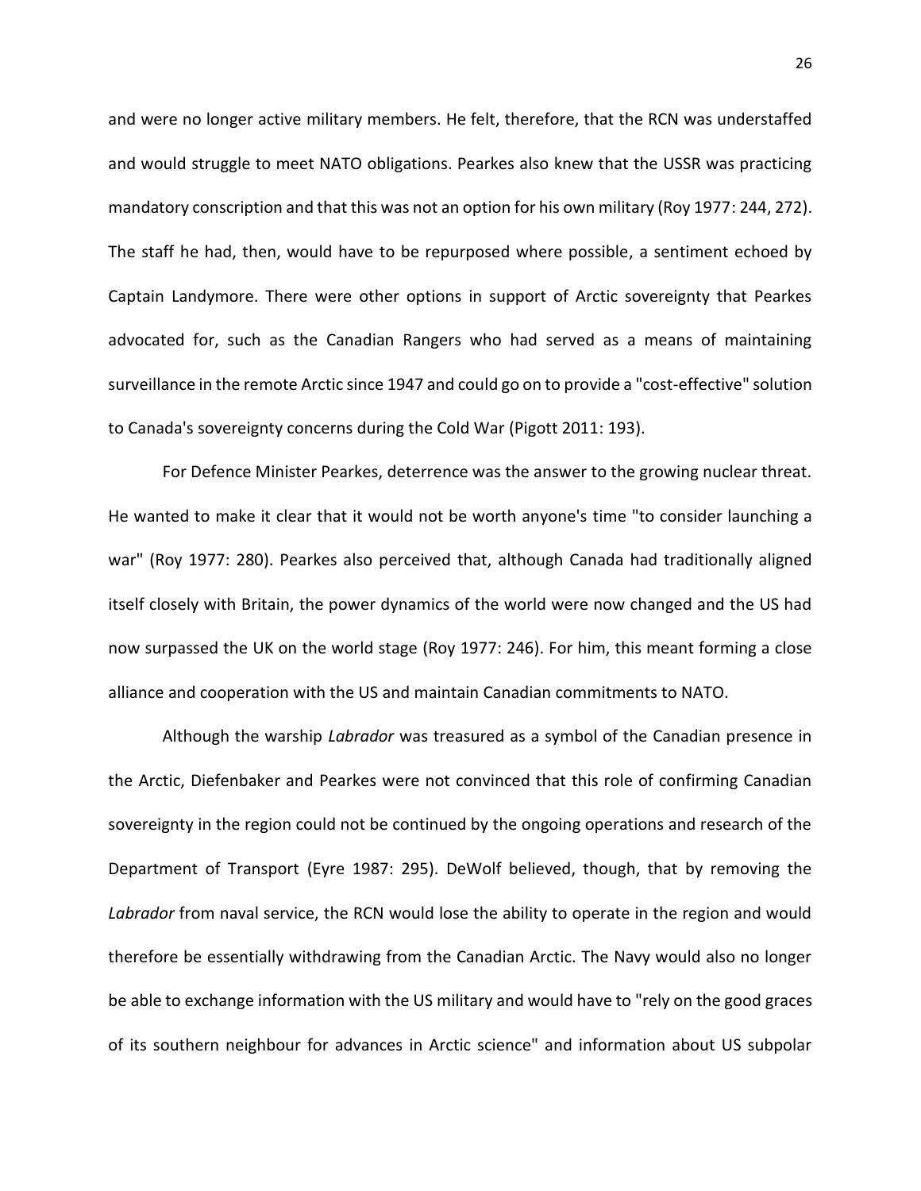and were no longer active military members. He felt, therefore, that the RCN was understaffed and would struggle to meet NATO obligations. Pearkes also knew that the USSR was practicing mandatory conscription and that this was not an option for his own military (Roy 1977: 244, 272). The staff he had, then, would have to be repurposed where possible, a sentiment echoed by Captain Landymore. There were other options in support of Arctic sovereignty that Pearkes advocated for, such as the Canadian Rangers who had served as a means of maintaining surveillance in the remote Arctic since 1947 and could go on to provide a "cost-effective" solution to Canada's sovereignty concerns during the Cold War (Pigott 2011: 193).

For Defence Minister Pearkes, deterrence was the answer to the growing nuclear threat. He wanted to make it clear that it would not be worth anyone's time "to consider launching a war" (Roy 1977: 280). Pearkes also perceived that, although Canada had traditionally aligned itself closely with Britain, the power dynamics of the world were now changed and the US had now surpassed the UK on the world stage (Roy 1977: 246). For him, this meant forming a close alliance and cooperation with the US and maintain Canadian commitments to NATO.

Although the warship *Labrador* was treasured as a symbol of the Canadian presence in the Arctic, Diefenbaker and Pearkes were not convinced that this role of confirming Canadian sovereignty in the region could not be continued by the ongoing operations and research of the Department of Transport (Eyre 1987: 295). DeWolf believed, though, that by removing the *Labrador* from naval service, the RCN would lose the ability to operate in the region and would therefore be essentially withdrawing from the Canadian Arctic. The Navy would also no longer be able to exchange information with the US military and would have to "rely on the good graces of its southern neighbour for advances in Arctic science" and information about US subpolar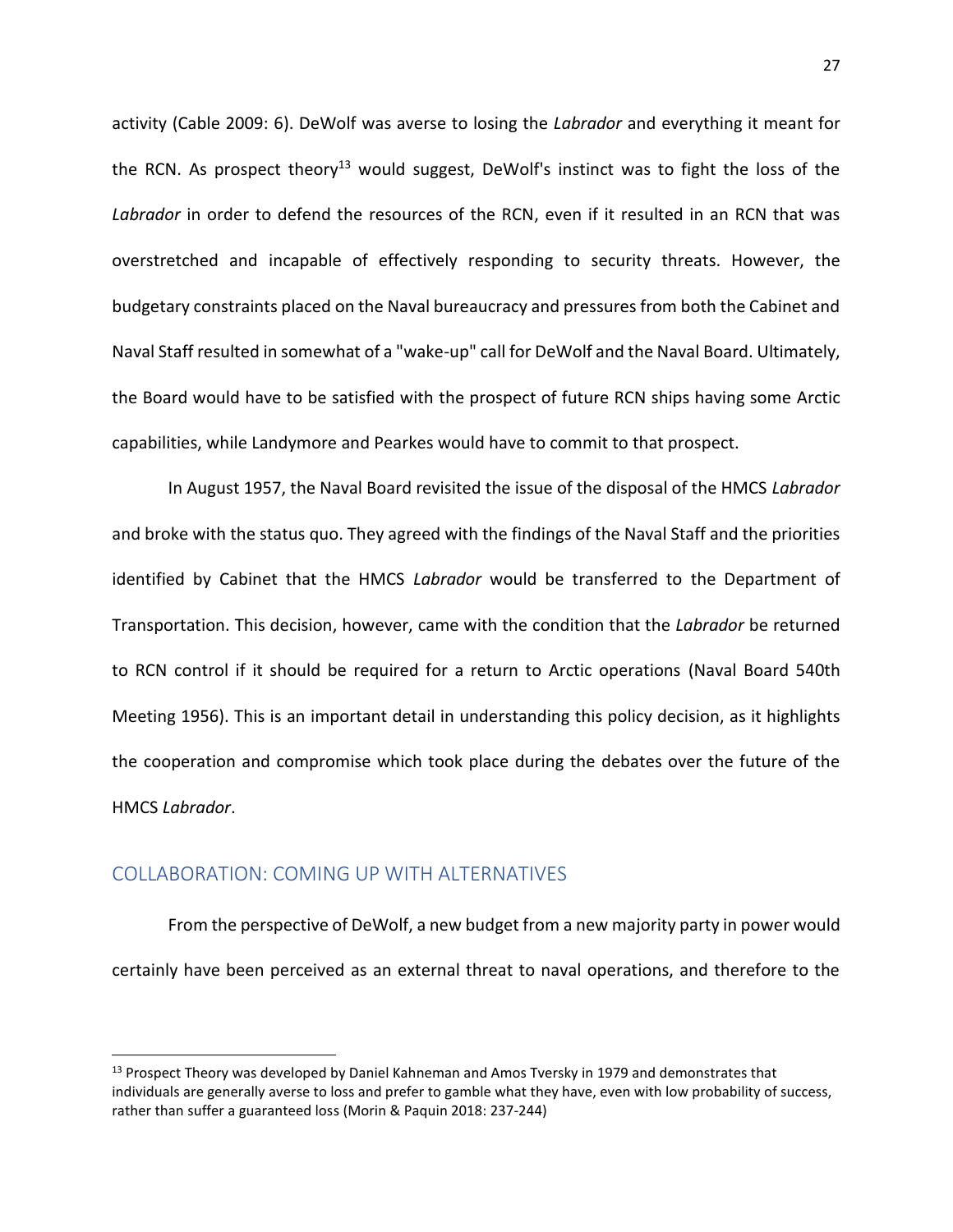activity (Cable 2009: 6). DeWolf was averse to losing the *Labrador* and everything it meant for the RCN. As prospect theory[13] would suggest, DeWolf's instinct was to fight the loss of the *Labrador* in order to defend the resources of the RCN, even if it resulted in an RCN that was overstretched and incapable of effectively responding to security threats. However, the budgetary constraints placed on the Naval bureaucracy and pressures from both the Cabinet and Naval Staff resulted in somewhat of a "wake-up" call for DeWolf and the Naval Board. Ultimately, the Board would have to be satisfied with the prospect of future RCN ships having some Arctic capabilities, while Landymore and Pearkes would have to commit to that prospect.

In August 1957, the Naval Board revisited the issue of the disposal of the HMCS *Labrador* and broke with the status quo. They agreed with the findings of the Naval Staff and the priorities identified by Cabinet that the HMCS *Labrador* would be transferred to the Department of Transportation. This decision, however, came with the condition that the *Labrador* be returned to RCN control if it should be required for a return to Arctic operations (Naval Board 540th Meeting 1956). This is an important detail in understanding this policy decision, as it highlights the cooperation and compromise which took place during the debates over the future of the HMCS *Labrador*.

## COLLABORATION: COMING UP WITH ALTERNATIVES

From the perspective of DeWolf, a new budget from a new majority party in power would certainly have been perceived as an external threat to naval operations, and therefore to the

[13] Prospect Theory was developed by Daniel Kahneman and Amos Tversky in 1979 and demonstrates that individuals are generally averse to loss and prefer to gamble what they have, even with low probability of success, rather than suffer a guaranteed loss (Morin & Paquin 2018: 237-244)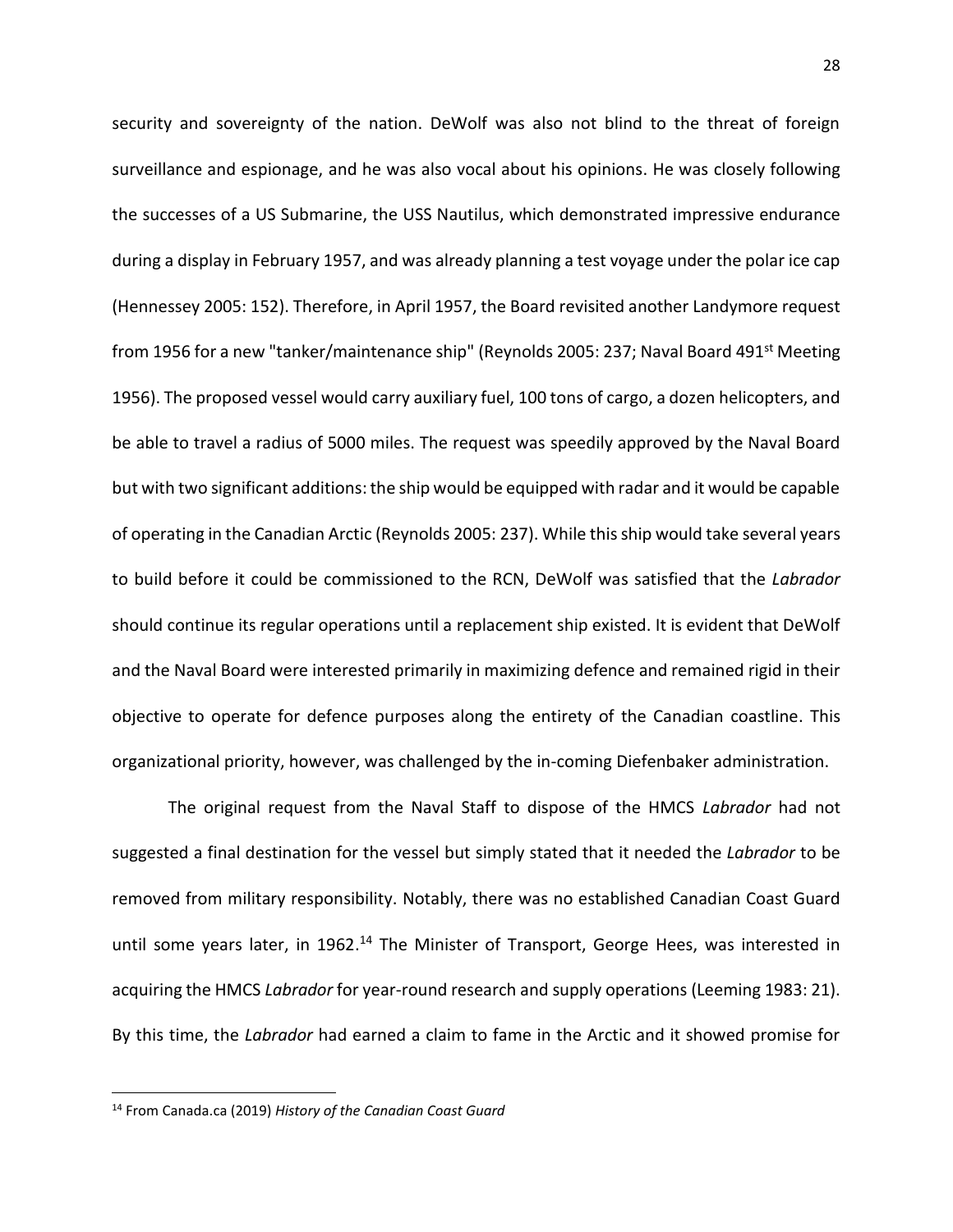security and sovereignty of the nation. DeWolf was also not blind to the threat of foreign surveillance and espionage, and he was also vocal about his opinions. He was closely following the successes of a US Submarine, the USS Nautilus, which demonstrated impressive endurance during a display in February 1957, and was already planning a test voyage under the polar ice cap (Hennessey 2005: 152). Therefore, in April 1957, the Board revisited another Landymore request from 1956 for a new "tanker/maintenance ship" (Reynolds 2005: 237; Naval Board 491st Meeting 1956). The proposed vessel would carry auxiliary fuel, 100 tons of cargo, a dozen helicopters, and be able to travel a radius of 5000 miles. The request was speedily approved by the Naval Board but with two significant additions: the ship would be equipped with radar and it would be capable of operating in the Canadian Arctic (Reynolds 2005: 237). While this ship would take several years to build before it could be commissioned to the RCN, DeWolf was satisfied that the *Labrador* should continue its regular operations until a replacement ship existed. It is evident that DeWolf and the Naval Board were interested primarily in maximizing defence and remained rigid in their objective to operate for defence purposes along the entirety of the Canadian coastline. This organizational priority, however, was challenged by the in-coming Diefenbaker administration.

The original request from the Naval Staff to dispose of the HMCS *Labrador* had not suggested a final destination for the vessel but simply stated that it needed the *Labrador* to be removed from military responsibility. Notably, there was no established Canadian Coast Guard until some years later, in 1962.[14] The Minister of Transport, George Hees, was interested in acquiring the HMCS *Labrador* for year-round research and supply operations (Leeming 1983: 21). By this time, the *Labrador* had earned a claim to fame in the Arctic and it showed promise for

[14] From Canada.ca (2019) *History of the Canadian Coast Guard*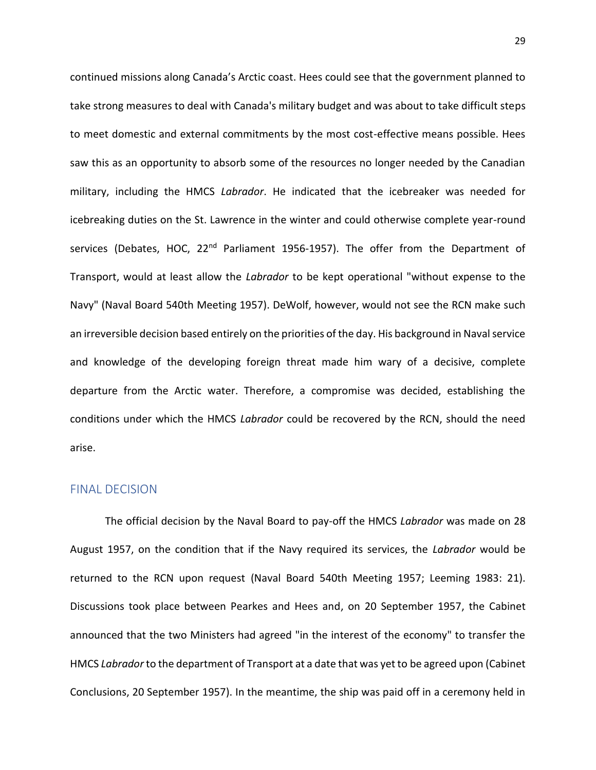continued missions along Canada's Arctic coast. Hees could see that the government planned to take strong measures to deal with Canada's military budget and was about to take difficult steps to meet domestic and external commitments by the most cost-effective means possible. Hees saw this as an opportunity to absorb some of the resources no longer needed by the Canadian military, including the HMCS *Labrador*. He indicated that the icebreaker was needed for icebreaking duties on the St. Lawrence in the winter and could otherwise complete year-round services (Debates, HOC, 22nd Parliament 1956-1957). The offer from the Department of Transport, would at least allow the *Labrador* to be kept operational "without expense to the Navy" (Naval Board 540th Meeting 1957). DeWolf, however, would not see the RCN make such an irreversible decision based entirely on the priorities of the day. His background in Naval service and knowledge of the developing foreign threat made him wary of a decisive, complete departure from the Arctic water. Therefore, a compromise was decided, establishing the conditions under which the HMCS *Labrador* could be recovered by the RCN, should the need arise.

## FINAL DECISION

The official decision by the Naval Board to pay-off the HMCS *Labrador* was made on 28 August 1957, on the condition that if the Navy required its services, the *Labrador* would be returned to the RCN upon request (Naval Board 540th Meeting 1957; Leeming 1983: 21). Discussions took place between Pearkes and Hees and, on 20 September 1957, the Cabinet announced that the two Ministers had agreed "in the interest of the economy" to transfer the HMCS *Labrador* to the department of Transport at a date that was yet to be agreed upon (Cabinet Conclusions, 20 September 1957). In the meantime, the ship was paid off in a ceremony held in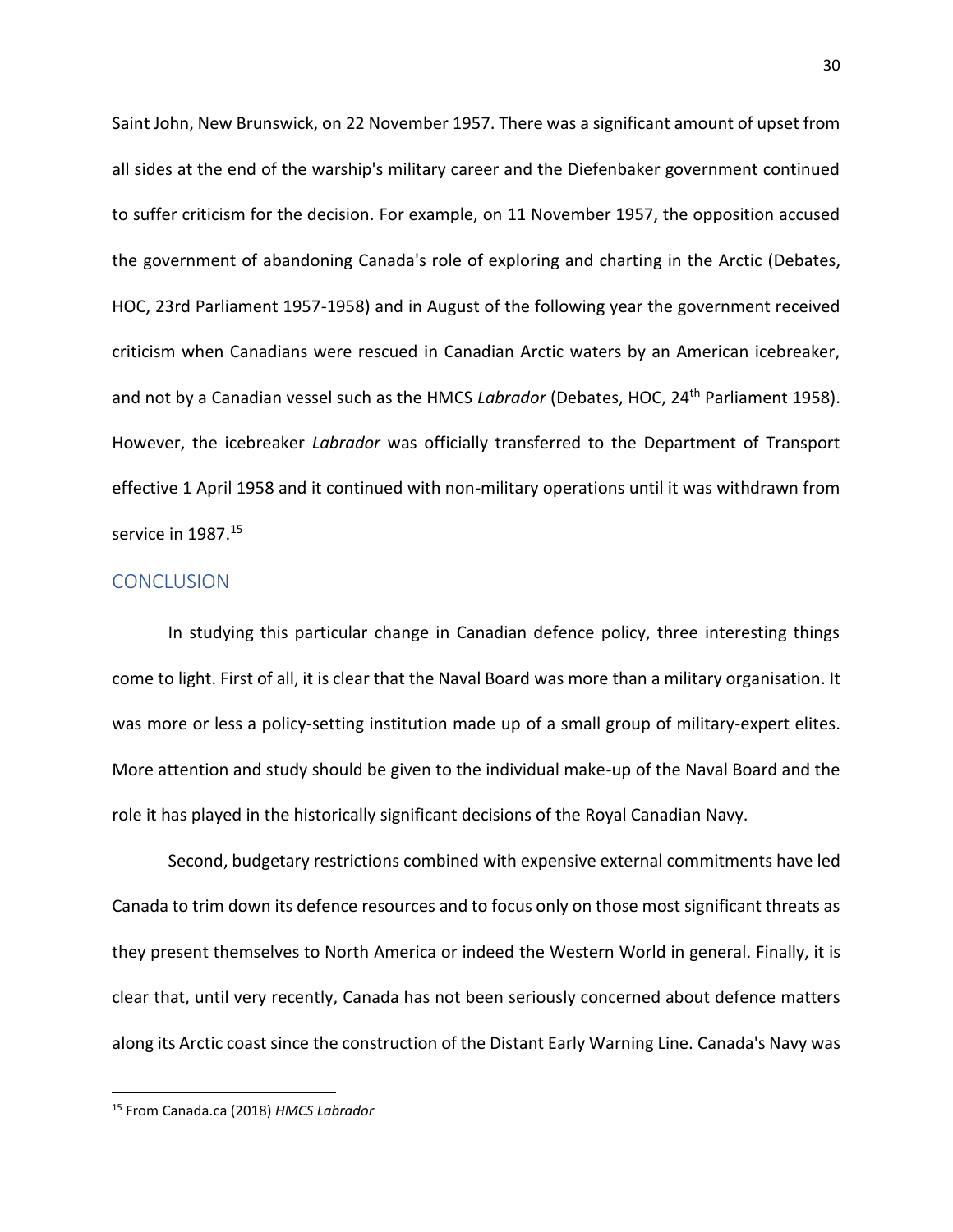Saint John, New Brunswick, on 22 November 1957. There was a significant amount of upset from all sides at the end of the warship's military career and the Diefenbaker government continued to suffer criticism for the decision. For example, on 11 November 1957, the opposition accused the government of abandoning Canada's role of exploring and charting in the Arctic (Debates, HOC, 23rd Parliament 1957-1958) and in August of the following year the government received criticism when Canadians were rescued in Canadian Arctic waters by an American icebreaker, and not by a Canadian vessel such as the HMCS *Labrador* (Debates, HOC, 24th Parliament 1958). However, the icebreaker *Labrador* was officially transferred to the Department of Transport effective 1 April 1958 and it continued with non-military operations until it was withdrawn from service in 1987.[15]

## CONCLUSION

In studying this particular change in Canadian defence policy, three interesting things come to light. First of all, it is clear that the Naval Board was more than a military organisation. It was more or less a policy-setting institution made up of a small group of military-expert elites. More attention and study should be given to the individual make-up of the Naval Board and the role it has played in the historically significant decisions of the Royal Canadian Navy.

Second, budgetary restrictions combined with expensive external commitments have led Canada to trim down its defence resources and to focus only on those most significant threats as they present themselves to North America or indeed the Western World in general. Finally, it is clear that, until very recently, Canada has not been seriously concerned about defence matters along its Arctic coast since the construction of the Distant Early Warning Line. Canada's Navy was

[15] From Canada.ca (2018) *HMCS Labrador*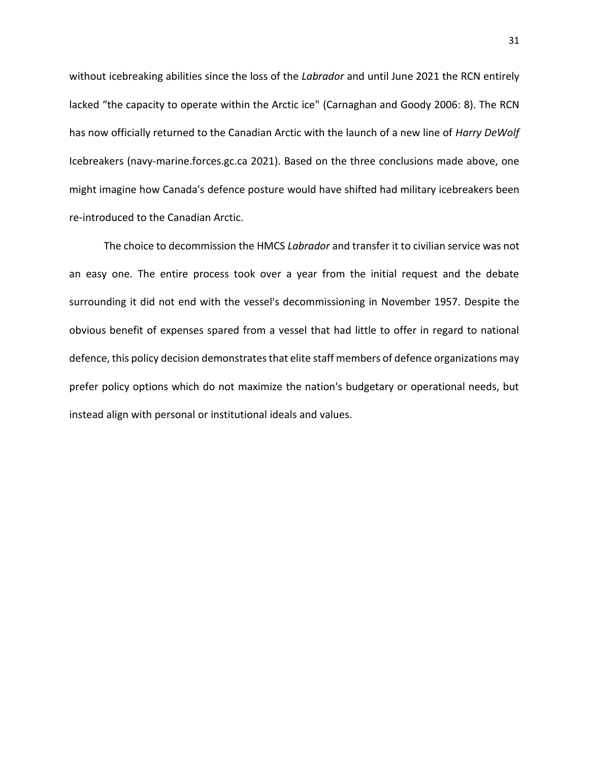without icebreaking abilities since the loss of the *Labrador* and until June 2021 the RCN entirely lacked "the capacity to operate within the Arctic ice" (Carnaghan and Goody 2006: 8). The RCN has now officially returned to the Canadian Arctic with the launch of a new line of *Harry DeWolf* Icebreakers (navy-marine.forces.gc.ca 2021). Based on the three conclusions made above, one might imagine how Canada's defence posture would have shifted had military icebreakers been re-introduced to the Canadian Arctic.

The choice to decommission the HMCS *Labrador* and transfer it to civilian service was not an easy one. The entire process took over a year from the initial request and the debate surrounding it did not end with the vessel's decommissioning in November 1957. Despite the obvious benefit of expenses spared from a vessel that had little to offer in regard to national defence, this policy decision demonstrates that elite staff members of defence organizations may prefer policy options which do not maximize the nation's budgetary or operational needs, but instead align with personal or institutional ideals and values.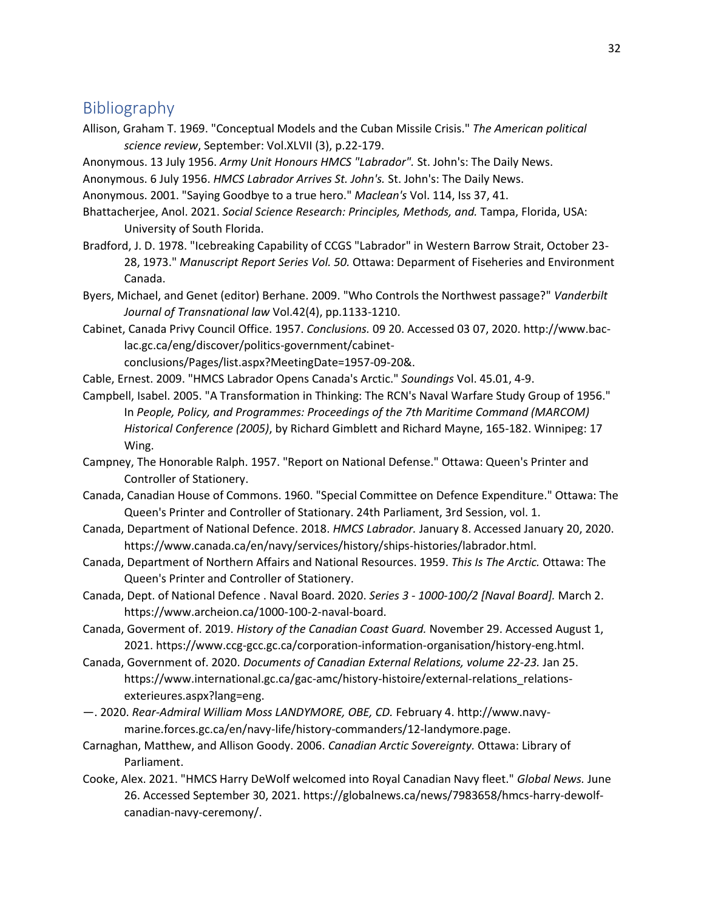## Bibliography

Allison, Graham T. 1969. "Conceptual Models and the Cuban Missile Crisis." *The American political science review*, September: Vol.XLVII (3), p.22-179.

Anonymous. 13 July 1956. *Army Unit Honours HMCS "Labrador".* St. John's: The Daily News.

Anonymous. 6 July 1956. *HMCS Labrador Arrives St. John's.* St. John's: The Daily News.

Anonymous. 2001. "Saying Goodbye to a true hero." *Maclean's* Vol. 114, Iss 37, 41.

Bhattacherjee, Anol. 2021. *Social Science Research: Principles, Methods, and.* Tampa, Florida, USA: University of South Florida.

Bradford, J. D. 1978. "Icebreaking Capability of CCGS "Labrador" in Western Barrow Strait, October 23-28, 1973." *Manuscript Report Series Vol. 50.* Ottawa: Deparment of Fiseheries and Environment Canada.

Byers, Michael, and Genet (editor) Berhane. 2009. "Who Controls the Northwest passage?" *Vanderbilt Journal of Transnational law* Vol.42(4), pp.1133-1210.

Cabinet, Canada Privy Council Office. 1957. *Conclusions.* 09 20. Accessed 03 07, 2020. http://www.bac-lac.gc.ca/eng/discover/politics-government/cabinet-conclusions/Pages/list.aspx?MeetingDate=1957-09-20&.

Cable, Ernest. 2009. "HMCS Labrador Opens Canada's Arctic." *Soundings* Vol. 45.01, 4-9.

Campbell, Isabel. 2005. "A Transformation in Thinking: The RCN's Naval Warfare Study Group of 1956." In *People, Policy, and Programmes: Proceedings of the 7th Maritime Command (MARCOM) Historical Conference (2005)*, by Richard Gimblett and Richard Mayne, 165-182. Winnipeg: 17 Wing.

Campney, The Honorable Ralph. 1957. "Report on National Defense." Ottawa: Queen's Printer and Controller of Stationery.

Canada, Canadian House of Commons. 1960. "Special Committee on Defence Expenditure." Ottawa: The Queen's Printer and Controller of Stationary. 24th Parliament, 3rd Session, vol. 1.

Canada, Department of National Defence. 2018. *HMCS Labrador.* January 8. Accessed January 20, 2020. https://www.canada.ca/en/navy/services/history/ships-histories/labrador.html.

Canada, Department of Northern Affairs and National Resources. 1959. *This Is The Arctic.* Ottawa: The Queen's Printer and Controller of Stationery.

Canada, Dept. of National Defence . Naval Board. 2020. *Series 3 - 1000-100/2 [Naval Board].* March 2. https://www.archeion.ca/1000-100-2-naval-board.

Canada, Goverment of. 2019. *History of the Canadian Coast Guard.* November 29. Accessed August 1, 2021. https://www.ccg-gcc.gc.ca/corporation-information-organisation/history-eng.html.

Canada, Government of. 2020. *Documents of Canadian External Relations, volume 22-23.* Jan 25. https://www.international.gc.ca/gac-amc/history-histoire/external-relations_relations-exterieures.aspx?lang=eng.

—. 2020. *Rear-Admiral William Moss LANDYMORE, OBE, CD.* February 4. http://www.navy-marine.forces.gc.ca/en/navy-life/history-commanders/12-landymore.page.

Carnaghan, Matthew, and Allison Goody. 2006. *Canadian Arctic Sovereignty.* Ottawa: Library of Parliament.

Cooke, Alex. 2021. "HMCS Harry DeWolf welcomed into Royal Canadian Navy fleet." *Global News.* June 26. Accessed September 30, 2021. https://globalnews.ca/news/7983658/hmcs-harry-dewolf-canadian-navy-ceremony/.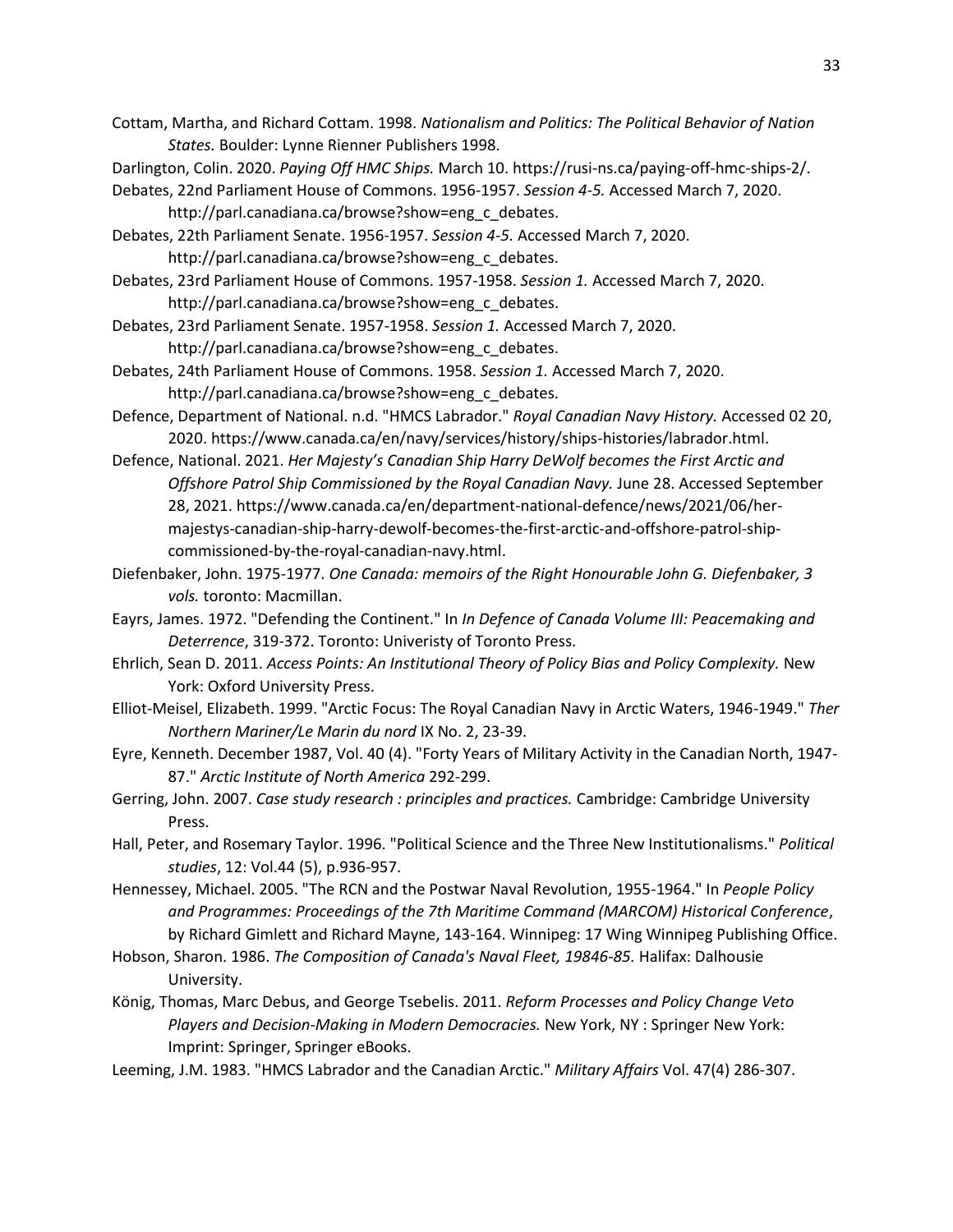Cottam, Martha, and Richard Cottam. 1998. *Nationalism and Politics: The Political Behavior of Nation States.* Boulder: Lynne Rienner Publishers 1998.

Darlington, Colin. 2020. *Paying Off HMC Ships.* March 10. https://rusi-ns.ca/paying-off-hmc-ships-2/.

Debates, 22nd Parliament House of Commons. 1956-1957. *Session 4-5.* Accessed March 7, 2020. http://parl.canadiana.ca/browse?show=eng_c_debates.

Debates, 22th Parliament Senate. 1956-1957. *Session 4-5.* Accessed March 7, 2020. http://parl.canadiana.ca/browse?show=eng_c_debates.

Debates, 23rd Parliament House of Commons. 1957-1958. *Session 1.* Accessed March 7, 2020. http://parl.canadiana.ca/browse?show=eng_c_debates.

Debates, 23rd Parliament Senate. 1957-1958. *Session 1.* Accessed March 7, 2020. http://parl.canadiana.ca/browse?show=eng_c_debates.

Debates, 24th Parliament House of Commons. 1958. *Session 1.* Accessed March 7, 2020. http://parl.canadiana.ca/browse?show=eng_c_debates.

Defence, Department of National. n.d. "HMCS Labrador." *Royal Canadian Navy History.* Accessed 02 20, 2020. https://www.canada.ca/en/navy/services/history/ships-histories/labrador.html.

Defence, National. 2021. *Her Majesty's Canadian Ship Harry DeWolf becomes the First Arctic and Offshore Patrol Ship Commissioned by the Royal Canadian Navy.* June 28. Accessed September 28, 2021. https://www.canada.ca/en/department-national-defence/news/2021/06/her-majestys-canadian-ship-harry-dewolf-becomes-the-first-arctic-and-offshore-patrol-ship-commissioned-by-the-royal-canadian-navy.html.

Diefenbaker, John. 1975-1977. *One Canada: memoirs of the Right Honourable John G. Diefenbaker, 3 vols.* toronto: Macmillan.

Eayrs, James. 1972. "Defending the Continent." In *In Defence of Canada Volume III: Peacemaking and Deterrence*, 319-372. Toronto: Univeristy of Toronto Press.

Ehrlich, Sean D. 2011. *Access Points: An Institutional Theory of Policy Bias and Policy Complexity.* New York: Oxford University Press.

Elliot-Meisel, Elizabeth. 1999. "Arctic Focus: The Royal Canadian Navy in Arctic Waters, 1946-1949." *Ther Northern Mariner/Le Marin du nord* IX No. 2, 23-39.

Eyre, Kenneth. December 1987, Vol. 40 (4). "Forty Years of Military Activity in the Canadian North, 1947-87." *Arctic Institute of North America* 292-299.

Gerring, John. 2007. *Case study research : principles and practices.* Cambridge: Cambridge University Press.

Hall, Peter, and Rosemary Taylor. 1996. "Political Science and the Three New Institutionalisms." *Political studies*, 12: Vol.44 (5), p.936-957.

Hennessey, Michael. 2005. "The RCN and the Postwar Naval Revolution, 1955-1964." In *People Policy and Programmes: Proceedings of the 7th Maritime Command (MARCOM) Historical Conference*, by Richard Gimlett and Richard Mayne, 143-164. Winnipeg: 17 Wing Winnipeg Publishing Office.

Hobson, Sharon. 1986. *The Composition of Canada's Naval Fleet, 19846-85.* Halifax: Dalhousie University.

König, Thomas, Marc Debus, and George Tsebelis. 2011. *Reform Processes and Policy Change Veto Players and Decision-Making in Modern Democracies.* New York, NY : Springer New York: Imprint: Springer, Springer eBooks.

Leeming, J.M. 1983. "HMCS Labrador and the Canadian Arctic." *Military Affairs* Vol. 47(4) 286-307.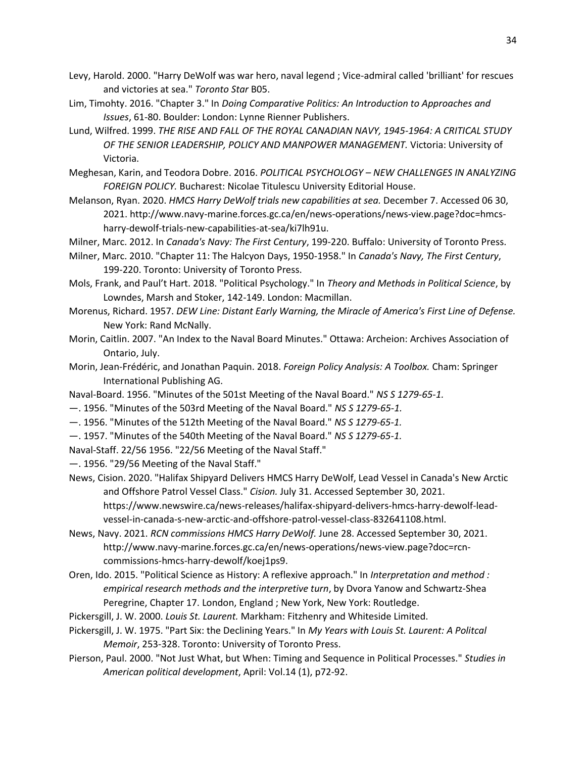Levy, Harold. 2000. "Harry DeWolf was war hero, naval legend ; Vice-admiral called 'brilliant' for rescues and victories at sea." *Toronto Star* B05.

Lim, Timohty. 2016. "Chapter 3." In *Doing Comparative Politics: An Introduction to Approaches and Issues*, 61-80. Boulder: London: Lynne Rienner Publishers.

Lund, Wilfred. 1999. *THE RISE AND FALL OF THE ROYAL CANADIAN NAVY, 1945-1964: A CRITICAL STUDY OF THE SENIOR LEADERSHIP, POLICY AND MANPOWER MANAGEMENT.* Victoria: University of Victoria.

Meghesan, Karin, and Teodora Dobre. 2016. *POLITICAL PSYCHOLOGY – NEW CHALLENGES IN ANALYZING FOREIGN POLICY.* Bucharest: Nicolae Titulescu University Editorial House.

Melanson, Ryan. 2020. *HMCS Harry DeWolf trials new capabilities at sea.* December 7. Accessed 06 30, 2021. http://www.navy-marine.forces.gc.ca/en/news-operations/news-view.page?doc=hmcs-harry-dewolf-trials-new-capabilities-at-sea/ki7lh91u.

Milner, Marc. 2012. In *Canada's Navy: The First Century*, 199-220. Buffalo: University of Toronto Press.

Milner, Marc. 2010. "Chapter 11: The Halcyon Days, 1950-1958." In *Canada's Navy, The First Century*, 199-220. Toronto: University of Toronto Press.

Mols, Frank, and Paul't Hart. 2018. "Political Psychology." In *Theory and Methods in Political Science*, by Lowndes, Marsh and Stoker, 142-149. London: Macmillan.

Morenus, Richard. 1957. *DEW Line: Distant Early Warning, the Miracle of America's First Line of Defense.* New York: Rand McNally.

Morin, Caitlin. 2007. "An Index to the Naval Board Minutes." Ottawa: Archeion: Archives Association of Ontario, July.

Morin, Jean-Frédéric, and Jonathan Paquin. 2018. *Foreign Policy Analysis: A Toolbox.* Cham: Springer International Publishing AG.

Naval-Board. 1956. "Minutes of the 501st Meeting of the Naval Board." *NS S 1279-65-1.*

—. 1956. "Minutes of the 503rd Meeting of the Naval Board." *NS S 1279-65-1.*

—. 1956. "Minutes of the 512th Meeting of the Naval Board." *NS S 1279-65-1.*

—. 1957. "Minutes of the 540th Meeting of the Naval Board." *NS S 1279-65-1.*

Naval-Staff. 22/56 1956. "22/56 Meeting of the Naval Staff."

—. 1956. "29/56 Meeting of the Naval Staff."

News, Cision. 2020. "Halifax Shipyard Delivers HMCS Harry DeWolf, Lead Vessel in Canada's New Arctic and Offshore Patrol Vessel Class." *Cision.* July 31. Accessed September 30, 2021. https://www.newswire.ca/news-releases/halifax-shipyard-delivers-hmcs-harry-dewolf-lead-vessel-in-canada-s-new-arctic-and-offshore-patrol-vessel-class-832641108.html.

News, Navy. 2021. *RCN commissions HMCS Harry DeWolf.* June 28. Accessed September 30, 2021. http://www.navy-marine.forces.gc.ca/en/news-operations/news-view.page?doc=rcn-commissions-hmcs-harry-dewolf/koej1ps9.

Oren, Ido. 2015. "Political Science as History: A reflexive approach." In *Interpretation and method : empirical research methods and the interpretive turn*, by Dvora Yanow and Schwartz-Shea Peregrine, Chapter 17. London, England ; New York, New York: Routledge.

Pickersgill, J. W. 2000. *Louis St. Laurent.* Markham: Fitzhenry and Whiteside Limited.

Pickersgill, J. W. 1975. "Part Six: the Declining Years." In *My Years with Louis St. Laurent: A Politcal Memoir*, 253-328. Toronto: University of Toronto Press.

Pierson, Paul. 2000. "Not Just What, but When: Timing and Sequence in Political Processes." *Studies in American political development*, April: Vol.14 (1), p72-92.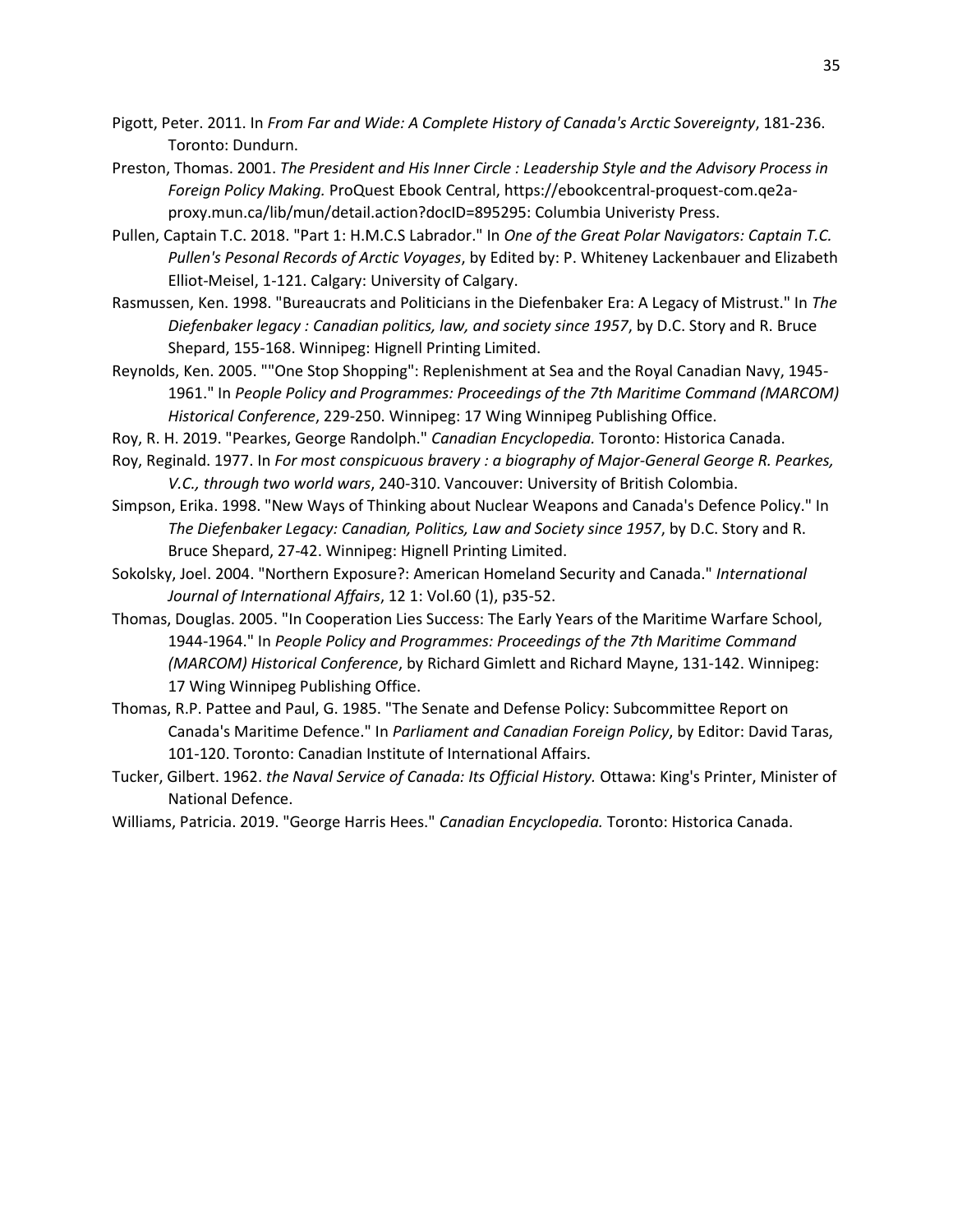Pigott, Peter. 2011. In *From Far and Wide: A Complete History of Canada's Arctic Sovereignty*, 181-236. Toronto: Dundurn.

Preston, Thomas. 2001. *The President and His Inner Circle : Leadership Style and the Advisory Process in Foreign Policy Making.* ProQuest Ebook Central, https://ebookcentral-proquest-com.qe2a-proxy.mun.ca/lib/mun/detail.action?docID=895295: Columbia Univeristy Press.

Pullen, Captain T.C. 2018. "Part 1: H.M.C.S Labrador." In *One of the Great Polar Navigators: Captain T.C. Pullen's Pesonal Records of Arctic Voyages*, by Edited by: P. Whiteney Lackenbauer and Elizabeth Elliot-Meisel, 1-121. Calgary: University of Calgary.

Rasmussen, Ken. 1998. "Bureaucrats and Politicians in the Diefenbaker Era: A Legacy of Mistrust." In *The Diefenbaker legacy : Canadian politics, law, and society since 1957*, by D.C. Story and R. Bruce Shepard, 155-168. Winnipeg: Hignell Printing Limited.

Reynolds, Ken. 2005. ""One Stop Shopping": Replenishment at Sea and the Royal Canadian Navy, 1945-1961." In *People Policy and Programmes: Proceedings of the 7th Maritime Command (MARCOM) Historical Conference*, 229-250. Winnipeg: 17 Wing Winnipeg Publishing Office.

Roy, R. H. 2019. "Pearkes, George Randolph." *Canadian Encyclopedia.* Toronto: Historica Canada.

Roy, Reginald. 1977. In *For most conspicuous bravery : a biography of Major-General George R. Pearkes, V.C., through two world wars*, 240-310. Vancouver: University of British Colombia.

Simpson, Erika. 1998. "New Ways of Thinking about Nuclear Weapons and Canada's Defence Policy." In *The Diefenbaker Legacy: Canadian, Politics, Law and Society since 1957*, by D.C. Story and R. Bruce Shepard, 27-42. Winnipeg: Hignell Printing Limited.

Sokolsky, Joel. 2004. "Northern Exposure?: American Homeland Security and Canada." *International Journal of International Affairs*, 12 1: Vol.60 (1), p35-52.

Thomas, Douglas. 2005. "In Cooperation Lies Success: The Early Years of the Maritime Warfare School, 1944-1964." In *People Policy and Programmes: Proceedings of the 7th Maritime Command (MARCOM) Historical Conference*, by Richard Gimlett and Richard Mayne, 131-142. Winnipeg: 17 Wing Winnipeg Publishing Office.

Thomas, R.P. Pattee and Paul, G. 1985. "The Senate and Defense Policy: Subcommittee Report on Canada's Maritime Defence." In *Parliament and Canadian Foreign Policy*, by Editor: David Taras, 101-120. Toronto: Canadian Institute of International Affairs.

Tucker, Gilbert. 1962. *the Naval Service of Canada: Its Official History.* Ottawa: King's Printer, Minister of National Defence.

Williams, Patricia. 2019. "George Harris Hees." *Canadian Encyclopedia.* Toronto: Historica Canada.